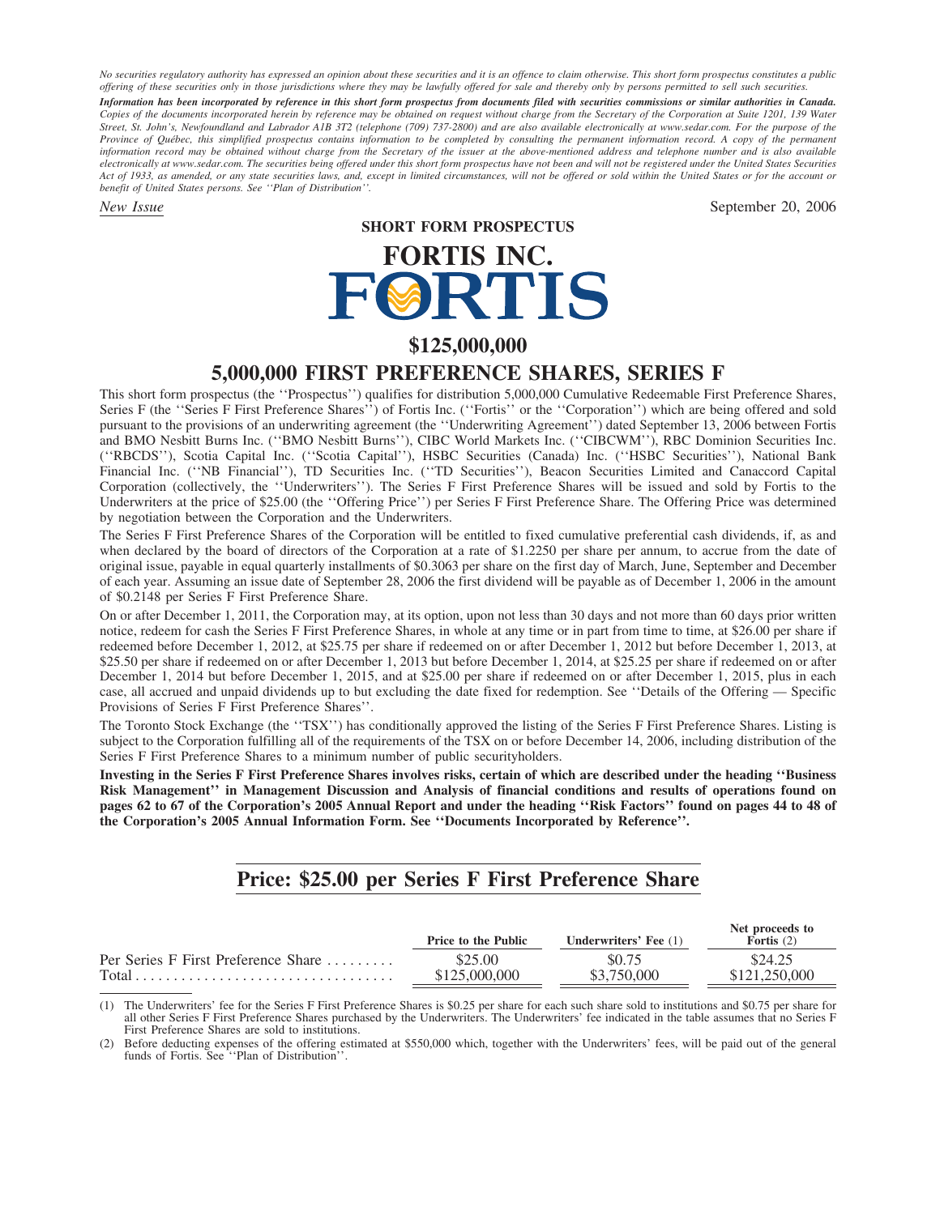*No securities regulatory authority has expressed an opinion about these securities and it is an offence to claim otherwise. This short form prospectus constitutes a public offering of these securities only in those jurisdictions where they may be lawfully offered for sale and thereby only by persons permitted to sell such securities.*

***Information has been incorporated by reference in this short form prospectus from documents filed with securities commissions or similar authorities in Canada.*** *Copies of the documents incorporated herein by reference may be obtained on request without charge from the Secretary of the Corporation at Suite 1201, 139 Water Street, St. John's, Newfoundland and Labrador A1B 3T2 (telephone (709) 737-2800) and are also available electronically at www.sedar.com. For the purpose of the Province of Québec, this simplified prospectus contains information to be completed by consulting the permanent information record. A copy of the permanent information record may be obtained without charge from the Secretary of the issuer at the above-mentioned address and telephone number and is also available electronically at www.sedar.com. The securities being offered under this short form prospectus have not been and will not be registered under the United States Securities Act of 1933, as amended, or any state securities laws, and, except in limited circumstances, will not be offered or sold within the United States or for the account or benefit of United States persons. See ''Plan of Distribution''.*

*New Issue* September 20, 2006

**SHORT FORM PROSPECTUS**

# FORTIS INC.

# FORTIS

## $125,000,000

## 5,000,000 FIRST PREFERENCE SHARES, SERIES F

This short form prospectus (the ''Prospectus'') qualifies for distribution 5,000,000 Cumulative Redeemable First Preference Shares, Series F (the ''Series F First Preference Shares'') of Fortis Inc. (''Fortis'' or the ''Corporation'') which are being offered and sold pursuant to the provisions of an underwriting agreement (the ''Underwriting Agreement'') dated September 13, 2006 between Fortis and BMO Nesbitt Burns Inc. (''BMO Nesbitt Burns''), CIBC World Markets Inc. (''CIBCWM''), RBC Dominion Securities Inc. (''RBCDS''), Scotia Capital Inc. (''Scotia Capital''), HSBC Securities (Canada) Inc. (''HSBC Securities''), National Bank Financial Inc. (''NB Financial''), TD Securities Inc. (''TD Securities''), Beacon Securities Limited and Canaccord Capital Corporation (collectively, the ''Underwriters''). The Series F First Preference Shares will be issued and sold by Fortis to the Underwriters at the price of $25.00 (the ''Offering Price'') per Series F First Preference Share. The Offering Price was determined by negotiation between the Corporation and the Underwriters.

The Series F First Preference Shares of the Corporation will be entitled to fixed cumulative preferential cash dividends, if, as and when declared by the board of directors of the Corporation at a rate of $1.2250 per share per annum, to accrue from the date of original issue, payable in equal quarterly installments of $0.3063 per share on the first day of March, June, September and December of each year. Assuming an issue date of September 28, 2006 the first dividend will be payable as of December 1, 2006 in the amount of $0.2148 per Series F First Preference Share.

On or after December 1, 2011, the Corporation may, at its option, upon not less than 30 days and not more than 60 days prior written notice, redeem for cash the Series F First Preference Shares, in whole at any time or in part from time to time, at $26.00 per share if redeemed before December 1, 2012, at $25.75 per share if redeemed on or after December 1, 2012 but before December 1, 2013, at $25.50 per share if redeemed on or after December 1, 2013 but before December 1, 2014, at $25.25 per share if redeemed on or after December 1, 2014 but before December 1, 2015, and at $25.00 per share if redeemed on or after December 1, 2015, plus in each case, all accrued and unpaid dividends up to but excluding the date fixed for redemption. See ''Details of the Offering — Specific Provisions of Series F First Preference Shares''.

The Toronto Stock Exchange (the ''TSX'') has conditionally approved the listing of the Series F First Preference Shares. Listing is subject to the Corporation fulfilling all of the requirements of the TSX on or before December 14, 2006, including distribution of the Series F First Preference Shares to a minimum number of public securityholders.

**Investing in the Series F First Preference Shares involves risks, certain of which are described under the heading ''Business Risk Management'' in Management Discussion and Analysis of financial conditions and results of operations found on pages 62 to 67 of the Corporation's 2005 Annual Report and under the heading ''Risk Factors'' found on pages 44 to 48 of the Corporation's 2005 Annual Information Form. See ''Documents Incorporated by Reference''.**

## Price: $25.00 per Series F First Preference Share

| | Price to the Public | Underwriters' Fee (1) | Net proceeds to Fortis (2) |
|---|---|---|---|
| Per Series F First Preference Share | $25.00 | $0.75 | $24.25 |
| Total | $125,000,000 | $3,750,000 | $121,250,000 |

(1) The Underwriters' fee for the Series F First Preference Shares is $0.25 per share for each such share sold to institutions and $0.75 per share for all other Series F First Preference Shares purchased by the Underwriters. The Underwriters' fee indicated in the table assumes that no Series F First Preference Shares are sold to institutions.

(2) Before deducting expenses of the offering estimated at $550,000 which, together with the Underwriters' fees, will be paid out of the general funds of Fortis. See ''Plan of Distribution''.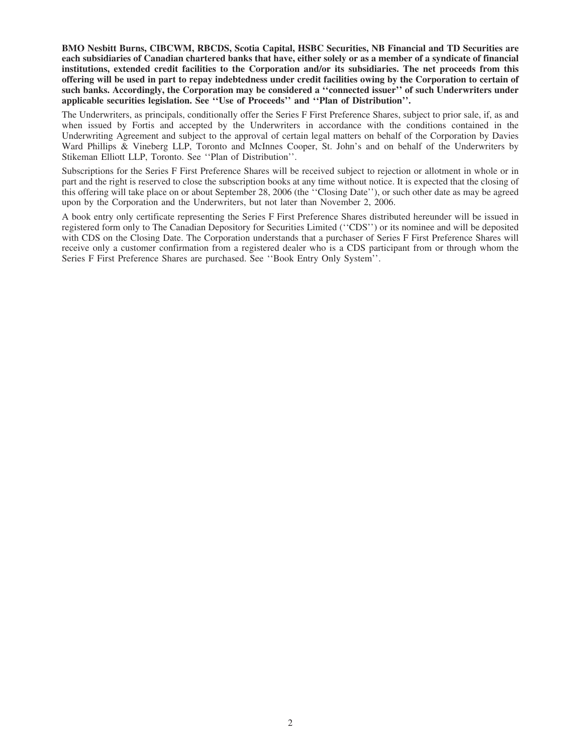**BMO Nesbitt Burns, CIBCWM, RBCDS, Scotia Capital, HSBC Securities, NB Financial and TD Securities are each subsidiaries of Canadian chartered banks that have, either solely or as a member of a syndicate of financial institutions, extended credit facilities to the Corporation and/or its subsidiaries. The net proceeds from this offering will be used in part to repay indebtedness under credit facilities owing by the Corporation to certain of such banks. Accordingly, the Corporation may be considered a ''connected issuer'' of such Underwriters under applicable securities legislation. See ''Use of Proceeds'' and ''Plan of Distribution''.**

The Underwriters, as principals, conditionally offer the Series F First Preference Shares, subject to prior sale, if, as and when issued by Fortis and accepted by the Underwriters in accordance with the conditions contained in the Underwriting Agreement and subject to the approval of certain legal matters on behalf of the Corporation by Davies Ward Phillips & Vineberg LLP, Toronto and McInnes Cooper, St. John's and on behalf of the Underwriters by Stikeman Elliott LLP, Toronto. See ''Plan of Distribution''.

Subscriptions for the Series F First Preference Shares will be received subject to rejection or allotment in whole or in part and the right is reserved to close the subscription books at any time without notice. It is expected that the closing of this offering will take place on or about September 28, 2006 (the ''Closing Date''), or such other date as may be agreed upon by the Corporation and the Underwriters, but not later than November 2, 2006.

A book entry only certificate representing the Series F First Preference Shares distributed hereunder will be issued in registered form only to The Canadian Depository for Securities Limited (''CDS'') or its nominee and will be deposited with CDS on the Closing Date. The Corporation understands that a purchaser of Series F First Preference Shares will receive only a customer confirmation from a registered dealer who is a CDS participant from or through whom the Series F First Preference Shares are purchased. See ''Book Entry Only System''.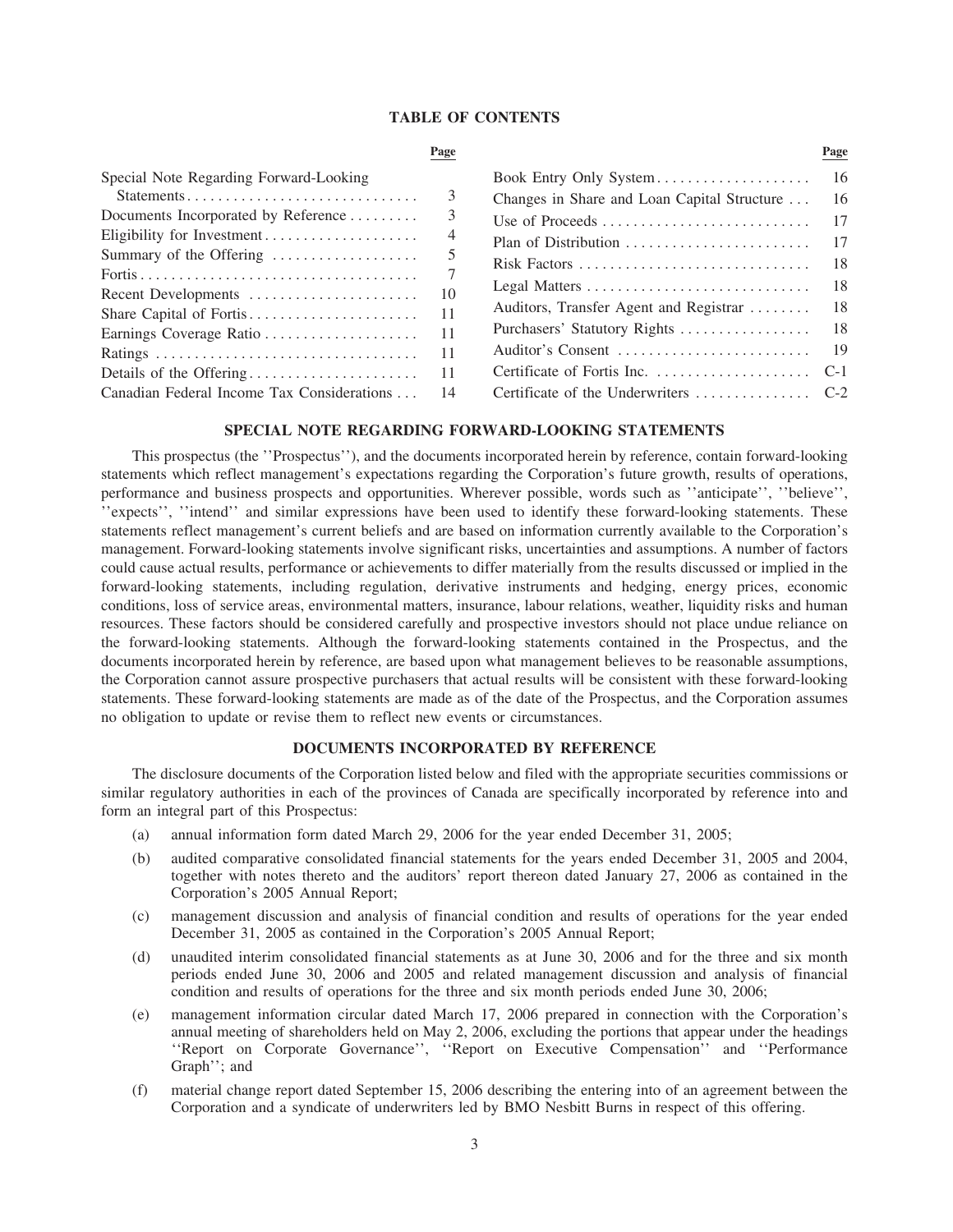## TABLE OF CONTENTS

| | Page | | Page |
|---|---|---|---|
| Special Note Regarding Forward-Looking Statements | 3 | Book Entry Only System | 16 |
| Documents Incorporated by Reference | 3 | Changes in Share and Loan Capital Structure | 16 |
| Eligibility for Investment | 4 | Use of Proceeds | 17 |
| Summary of the Offering | 5 | Plan of Distribution | 17 |
| Fortis | 7 | Risk Factors | 18 |
| Recent Developments | 10 | Legal Matters | 18 |
| Share Capital of Fortis | 11 | Auditors, Transfer Agent and Registrar | 18 |
| Earnings Coverage Ratio | 11 | Purchasers' Statutory Rights | 18 |
| Ratings | 11 | Auditor's Consent | 19 |
| Details of the Offering | 11 | Certificate of Fortis Inc. | C-1 |
| Canadian Federal Income Tax Considerations | 14 | Certificate of the Underwriters | C-2 |

## SPECIAL NOTE REGARDING FORWARD-LOOKING STATEMENTS

This prospectus (the ''Prospectus''), and the documents incorporated herein by reference, contain forward-looking statements which reflect management's expectations regarding the Corporation's future growth, results of operations, performance and business prospects and opportunities. Wherever possible, words such as ''anticipate'', ''believe'', ''expects'', ''intend'' and similar expressions have been used to identify these forward-looking statements. These statements reflect management's current beliefs and are based on information currently available to the Corporation's management. Forward-looking statements involve significant risks, uncertainties and assumptions. A number of factors could cause actual results, performance or achievements to differ materially from the results discussed or implied in the forward-looking statements, including regulation, derivative instruments and hedging, energy prices, economic conditions, loss of service areas, environmental matters, insurance, labour relations, weather, liquidity risks and human resources. These factors should be considered carefully and prospective investors should not place undue reliance on the forward-looking statements. Although the forward-looking statements contained in the Prospectus, and the documents incorporated herein by reference, are based upon what management believes to be reasonable assumptions, the Corporation cannot assure prospective purchasers that actual results will be consistent with these forward-looking statements. These forward-looking statements are made as of the date of the Prospectus, and the Corporation assumes no obligation to update or revise them to reflect new events or circumstances.

## DOCUMENTS INCORPORATED BY REFERENCE

The disclosure documents of the Corporation listed below and filed with the appropriate securities commissions or similar regulatory authorities in each of the provinces of Canada are specifically incorporated by reference into and form an integral part of this Prospectus:

(a) annual information form dated March 29, 2006 for the year ended December 31, 2005;

(b) audited comparative consolidated financial statements for the years ended December 31, 2005 and 2004, together with notes thereto and the auditors' report thereon dated January 27, 2006 as contained in the Corporation's 2005 Annual Report;

(c) management discussion and analysis of financial condition and results of operations for the year ended December 31, 2005 as contained in the Corporation's 2005 Annual Report;

(d) unaudited interim consolidated financial statements as at June 30, 2006 and for the three and six month periods ended June 30, 2006 and 2005 and related management discussion and analysis of financial condition and results of operations for the three and six month periods ended June 30, 2006;

(e) management information circular dated March 17, 2006 prepared in connection with the Corporation's annual meeting of shareholders held on May 2, 2006, excluding the portions that appear under the headings ''Report on Corporate Governance'', ''Report on Executive Compensation'' and ''Performance Graph''; and

(f) material change report dated September 15, 2006 describing the entering into of an agreement between the Corporation and a syndicate of underwriters led by BMO Nesbitt Burns in respect of this offering.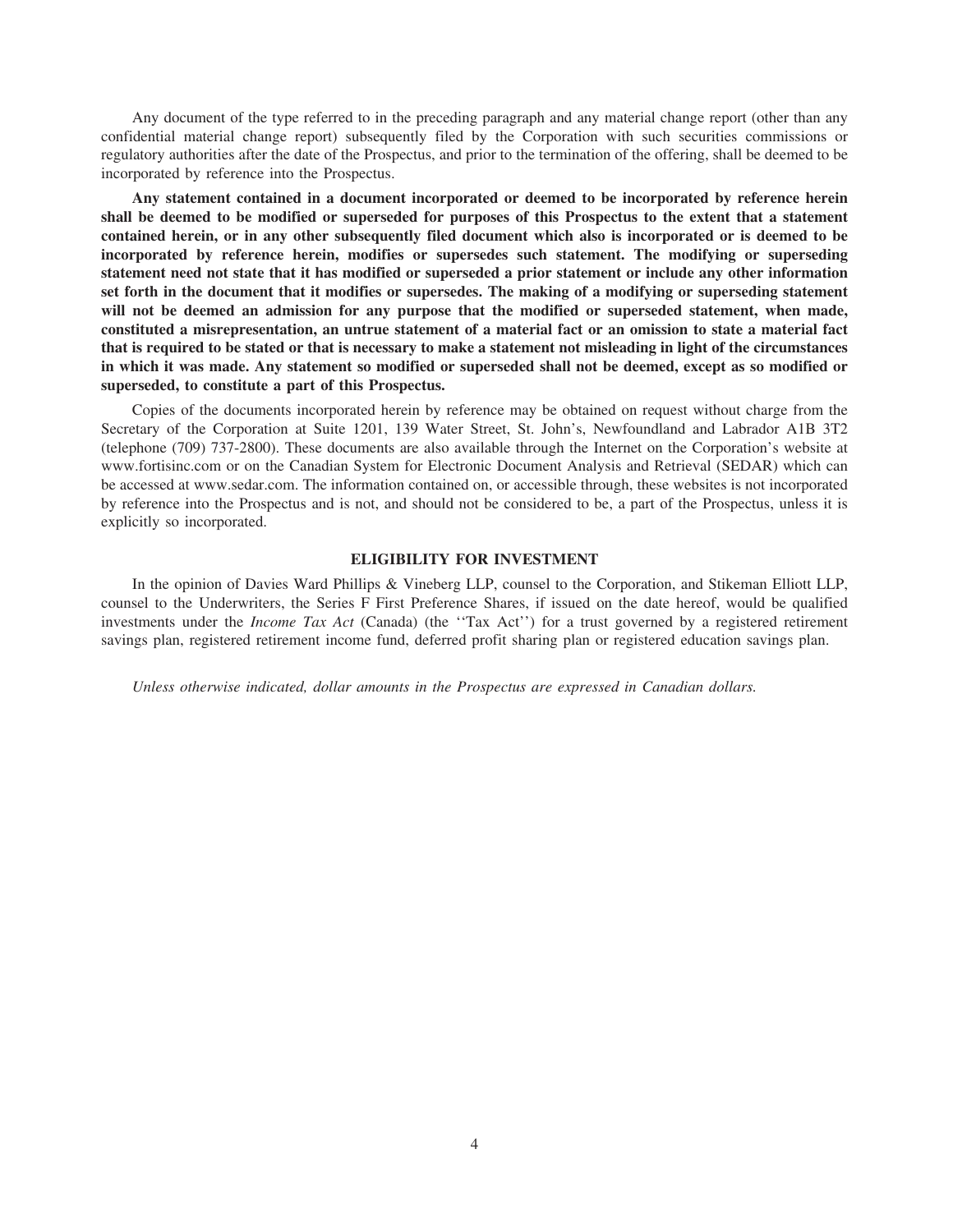Any document of the type referred to in the preceding paragraph and any material change report (other than any confidential material change report) subsequently filed by the Corporation with such securities commissions or regulatory authorities after the date of the Prospectus, and prior to the termination of the offering, shall be deemed to be incorporated by reference into the Prospectus.

**Any statement contained in a document incorporated or deemed to be incorporated by reference herein shall be deemed to be modified or superseded for purposes of this Prospectus to the extent that a statement contained herein, or in any other subsequently filed document which also is incorporated or is deemed to be incorporated by reference herein, modifies or supersedes such statement. The modifying or superseding statement need not state that it has modified or superseded a prior statement or include any other information set forth in the document that it modifies or supersedes. The making of a modifying or superseding statement will not be deemed an admission for any purpose that the modified or superseded statement, when made, constituted a misrepresentation, an untrue statement of a material fact or an omission to state a material fact that is required to be stated or that is necessary to make a statement not misleading in light of the circumstances in which it was made. Any statement so modified or superseded shall not be deemed, except as so modified or superseded, to constitute a part of this Prospectus.**

Copies of the documents incorporated herein by reference may be obtained on request without charge from the Secretary of the Corporation at Suite 1201, 139 Water Street, St. John's, Newfoundland and Labrador A1B 3T2 (telephone (709) 737-2800). These documents are also available through the Internet on the Corporation's website at www.fortisinc.com or on the Canadian System for Electronic Document Analysis and Retrieval (SEDAR) which can be accessed at www.sedar.com. The information contained on, or accessible through, these websites is not incorporated by reference into the Prospectus and is not, and should not be considered to be, a part of the Prospectus, unless it is explicitly so incorporated.

## ELIGIBILITY FOR INVESTMENT

In the opinion of Davies Ward Phillips & Vineberg LLP, counsel to the Corporation, and Stikeman Elliott LLP, counsel to the Underwriters, the Series F First Preference Shares, if issued on the date hereof, would be qualified investments under the *Income Tax Act* (Canada) (the ''Tax Act'') for a trust governed by a registered retirement savings plan, registered retirement income fund, deferred profit sharing plan or registered education savings plan.

*Unless otherwise indicated, dollar amounts in the Prospectus are expressed in Canadian dollars.*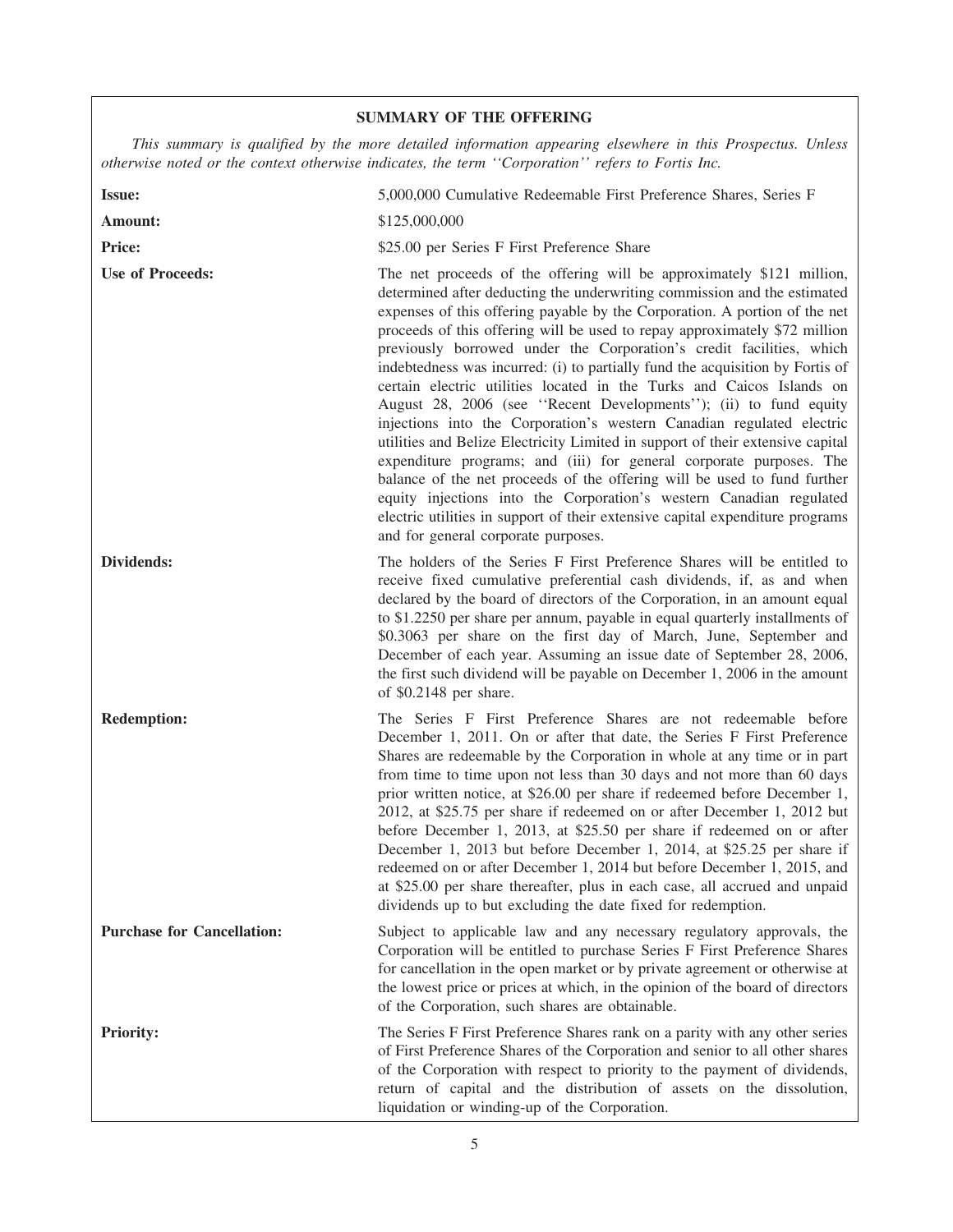## SUMMARY OF THE OFFERING

*This summary is qualified by the more detailed information appearing elsewhere in this Prospectus. Unless otherwise noted or the context otherwise indicates, the term ''Corporation'' refers to Fortis Inc.*

| | |
|---|---|
| **Issue:** | 5,000,000 Cumulative Redeemable First Preference Shares, Series F |
| **Amount:** | $125,000,000 |
| **Price:** | $25.00 per Series F First Preference Share |
| **Use of Proceeds:** | The net proceeds of the offering will be approximately $121 million, determined after deducting the underwriting commission and the estimated expenses of this offering payable by the Corporation. A portion of the net proceeds of this offering will be used to repay approximately $72 million previously borrowed under the Corporation's credit facilities, which indebtedness was incurred: (i) to partially fund the acquisition by Fortis of certain electric utilities located in the Turks and Caicos Islands on August 28, 2006 (see ''Recent Developments''); (ii) to fund equity injections into the Corporation's western Canadian regulated electric utilities and Belize Electricity Limited in support of their extensive capital expenditure programs; and (iii) for general corporate purposes. The balance of the net proceeds of the offering will be used to fund further equity injections into the Corporation's western Canadian regulated electric utilities in support of their extensive capital expenditure programs and for general corporate purposes. |
| **Dividends:** | The holders of the Series F First Preference Shares will be entitled to receive fixed cumulative preferential cash dividends, if, as and when declared by the board of directors of the Corporation, in an amount equal to $1.2250 per share per annum, payable in equal quarterly installments of $0.3063 per share on the first day of March, June, September and December of each year. Assuming an issue date of September 28, 2006, the first such dividend will be payable on December 1, 2006 in the amount of $0.2148 per share. |
| **Redemption:** | The Series F First Preference Shares are not redeemable before December 1, 2011. On or after that date, the Series F First Preference Shares are redeemable by the Corporation in whole at any time or in part from time to time upon not less than 30 days and not more than 60 days prior written notice, at $26.00 per share if redeemed before December 1, 2012, at $25.75 per share if redeemed on or after December 1, 2012 but before December 1, 2013, at $25.50 per share if redeemed on or after December 1, 2013 but before December 1, 2014, at $25.25 per share if redeemed on or after December 1, 2014 but before December 1, 2015, and at $25.00 per share thereafter, plus in each case, all accrued and unpaid dividends up to but excluding the date fixed for redemption. |
| **Purchase for Cancellation:** | Subject to applicable law and any necessary regulatory approvals, the Corporation will be entitled to purchase Series F First Preference Shares for cancellation in the open market or by private agreement or otherwise at the lowest price or prices at which, in the opinion of the board of directors of the Corporation, such shares are obtainable. |
| **Priority:** | The Series F First Preference Shares rank on a parity with any other series of First Preference Shares of the Corporation and senior to all other shares of the Corporation with respect to priority to the payment of dividends, return of capital and the distribution of assets on the dissolution, liquidation or winding-up of the Corporation. |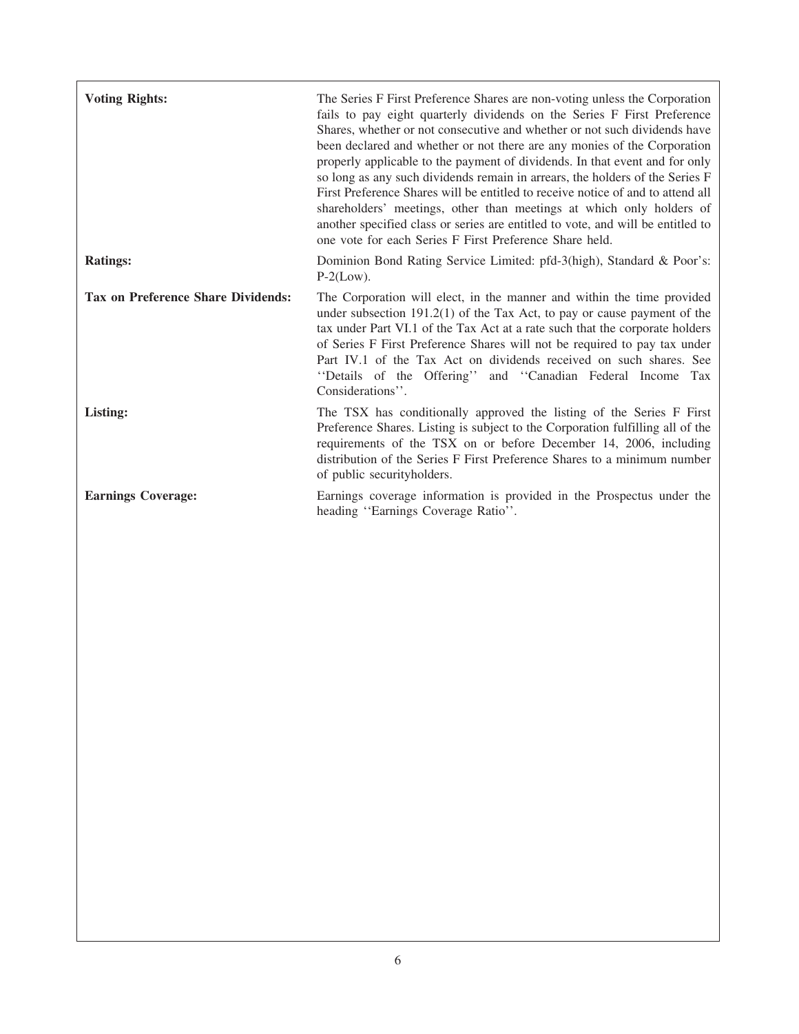| | |
|---|---|
| **Voting Rights:** | The Series F First Preference Shares are non-voting unless the Corporation fails to pay eight quarterly dividends on the Series F First Preference Shares, whether or not consecutive and whether or not such dividends have been declared and whether or not there are any monies of the Corporation properly applicable to the payment of dividends. In that event and for only so long as any such dividends remain in arrears, the holders of the Series F First Preference Shares will be entitled to receive notice of and to attend all shareholders' meetings, other than meetings at which only holders of another specified class or series are entitled to vote, and will be entitled to one vote for each Series F First Preference Share held. |
| **Ratings:** | Dominion Bond Rating Service Limited: pfd-3(high), Standard & Poor's: P-2(Low). |
| **Tax on Preference Share Dividends:** | The Corporation will elect, in the manner and within the time provided under subsection 191.2(1) of the Tax Act, to pay or cause payment of the tax under Part VI.1 of the Tax Act at a rate such that the corporate holders of Series F First Preference Shares will not be required to pay tax under Part IV.1 of the Tax Act on dividends received on such shares. See ''Details of the Offering'' and ''Canadian Federal Income Tax Considerations''. |
| **Listing:** | The TSX has conditionally approved the listing of the Series F First Preference Shares. Listing is subject to the Corporation fulfilling all of the requirements of the TSX on or before December 14, 2006, including distribution of the Series F First Preference Shares to a minimum number of public securityholders. |
| **Earnings Coverage:** | Earnings coverage information is provided in the Prospectus under the heading ''Earnings Coverage Ratio''. |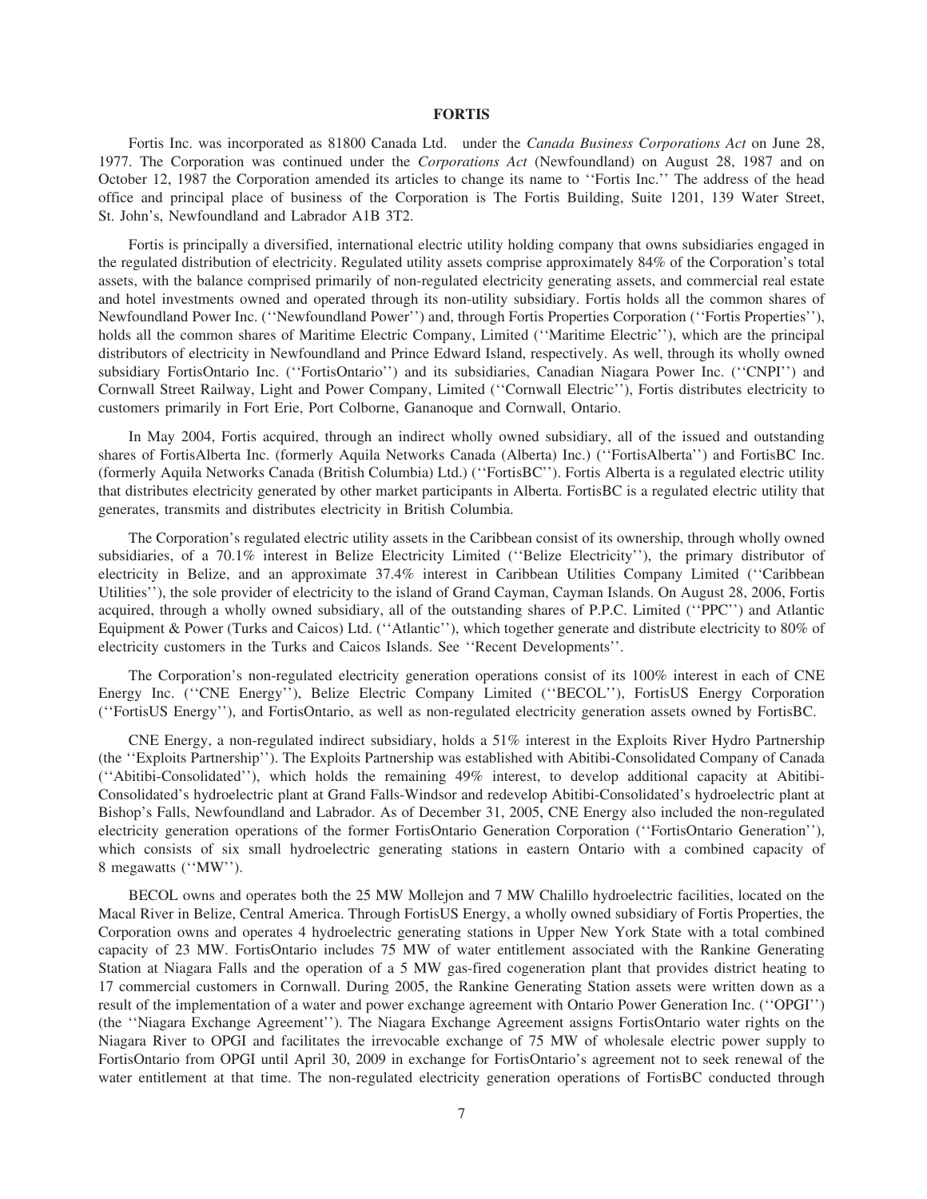# FORTIS

Fortis Inc. was incorporated as 81800 Canada Ltd. under the *Canada Business Corporations Act* on June 28, 1977. The Corporation was continued under the *Corporations Act* (Newfoundland) on August 28, 1987 and on October 12, 1987 the Corporation amended its articles to change its name to ''Fortis Inc.'' The address of the head office and principal place of business of the Corporation is The Fortis Building, Suite 1201, 139 Water Street, St. John's, Newfoundland and Labrador A1B 3T2.

Fortis is principally a diversified, international electric utility holding company that owns subsidiaries engaged in the regulated distribution of electricity. Regulated utility assets comprise approximately 84% of the Corporation's total assets, with the balance comprised primarily of non-regulated electricity generating assets, and commercial real estate and hotel investments owned and operated through its non-utility subsidiary. Fortis holds all the common shares of Newfoundland Power Inc. (''Newfoundland Power'') and, through Fortis Properties Corporation (''Fortis Properties''), holds all the common shares of Maritime Electric Company, Limited (''Maritime Electric''), which are the principal distributors of electricity in Newfoundland and Prince Edward Island, respectively. As well, through its wholly owned subsidiary FortisOntario Inc. (''FortisOntario'') and its subsidiaries, Canadian Niagara Power Inc. (''CNPI'') and Cornwall Street Railway, Light and Power Company, Limited (''Cornwall Electric''), Fortis distributes electricity to customers primarily in Fort Erie, Port Colborne, Gananoque and Cornwall, Ontario.

In May 2004, Fortis acquired, through an indirect wholly owned subsidiary, all of the issued and outstanding shares of FortisAlberta Inc. (formerly Aquila Networks Canada (Alberta) Inc.) (''FortisAlberta'') and FortisBC Inc. (formerly Aquila Networks Canada (British Columbia) Ltd.) (''FortisBC''). Fortis Alberta is a regulated electric utility that distributes electricity generated by other market participants in Alberta. FortisBC is a regulated electric utility that generates, transmits and distributes electricity in British Columbia.

The Corporation's regulated electric utility assets in the Caribbean consist of its ownership, through wholly owned subsidiaries, of a 70.1% interest in Belize Electricity Limited (''Belize Electricity''), the primary distributor of electricity in Belize, and an approximate 37.4% interest in Caribbean Utilities Company Limited (''Caribbean Utilities''), the sole provider of electricity to the island of Grand Cayman, Cayman Islands. On August 28, 2006, Fortis acquired, through a wholly owned subsidiary, all of the outstanding shares of P.P.C. Limited (''PPC'') and Atlantic Equipment & Power (Turks and Caicos) Ltd. (''Atlantic''), which together generate and distribute electricity to 80% of electricity customers in the Turks and Caicos Islands. See ''Recent Developments''.

The Corporation's non-regulated electricity generation operations consist of its 100% interest in each of CNE Energy Inc. (''CNE Energy''), Belize Electric Company Limited (''BECOL''), FortisUS Energy Corporation (''FortisUS Energy''), and FortisOntario, as well as non-regulated electricity generation assets owned by FortisBC.

CNE Energy, a non-regulated indirect subsidiary, holds a 51% interest in the Exploits River Hydro Partnership (the ''Exploits Partnership''). The Exploits Partnership was established with Abitibi-Consolidated Company of Canada (''Abitibi-Consolidated''), which holds the remaining 49% interest, to develop additional capacity at Abitibi-Consolidated's hydroelectric plant at Grand Falls-Windsor and redevelop Abitibi-Consolidated's hydroelectric plant at Bishop's Falls, Newfoundland and Labrador. As of December 31, 2005, CNE Energy also included the non-regulated electricity generation operations of the former FortisOntario Generation Corporation (''FortisOntario Generation''), which consists of six small hydroelectric generating stations in eastern Ontario with a combined capacity of 8 megawatts (''MW'').

BECOL owns and operates both the 25 MW Mollejon and 7 MW Chalillo hydroelectric facilities, located on the Macal River in Belize, Central America. Through FortisUS Energy, a wholly owned subsidiary of Fortis Properties, the Corporation owns and operates 4 hydroelectric generating stations in Upper New York State with a total combined capacity of 23 MW. FortisOntario includes 75 MW of water entitlement associated with the Rankine Generating Station at Niagara Falls and the operation of a 5 MW gas-fired cogeneration plant that provides district heating to 17 commercial customers in Cornwall. During 2005, the Rankine Generating Station assets were written down as a result of the implementation of a water and power exchange agreement with Ontario Power Generation Inc. (''OPGI'') (the ''Niagara Exchange Agreement''). The Niagara Exchange Agreement assigns FortisOntario water rights on the Niagara River to OPGI and facilitates the irrevocable exchange of 75 MW of wholesale electric power supply to FortisOntario from OPGI until April 30, 2009 in exchange for FortisOntario's agreement not to seek renewal of the water entitlement at that time. The non-regulated electricity generation operations of FortisBC conducted through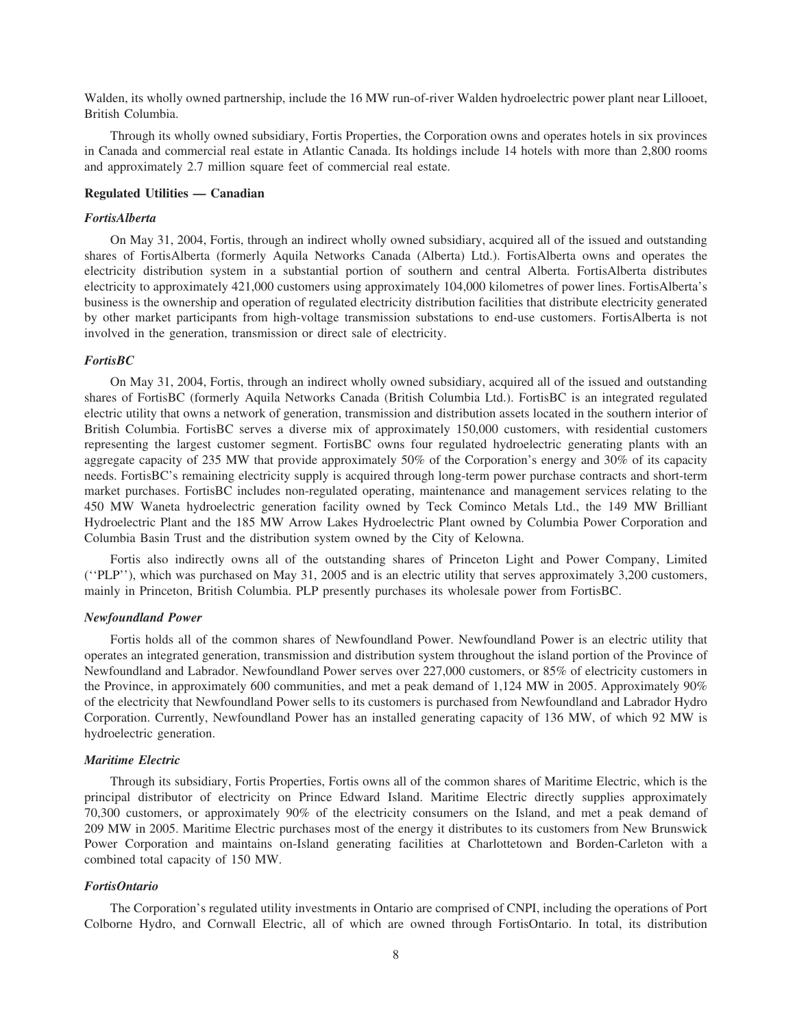Walden, its wholly owned partnership, include the 16 MW run-of-river Walden hydroelectric power plant near Lillooet, British Columbia.

Through its wholly owned subsidiary, Fortis Properties, the Corporation owns and operates hotels in six provinces in Canada and commercial real estate in Atlantic Canada. Its holdings include 14 hotels with more than 2,800 rooms and approximately 2.7 million square feet of commercial real estate.

**Regulated Utilities — Canadian**

***FortisAlberta***

On May 31, 2004, Fortis, through an indirect wholly owned subsidiary, acquired all of the issued and outstanding shares of FortisAlberta (formerly Aquila Networks Canada (Alberta) Ltd.). FortisAlberta owns and operates the electricity distribution system in a substantial portion of southern and central Alberta. FortisAlberta distributes electricity to approximately 421,000 customers using approximately 104,000 kilometres of power lines. FortisAlberta's business is the ownership and operation of regulated electricity distribution facilities that distribute electricity generated by other market participants from high-voltage transmission substations to end-use customers. FortisAlberta is not involved in the generation, transmission or direct sale of electricity.

***FortisBC***

On May 31, 2004, Fortis, through an indirect wholly owned subsidiary, acquired all of the issued and outstanding shares of FortisBC (formerly Aquila Networks Canada (British Columbia Ltd.). FortisBC is an integrated regulated electric utility that owns a network of generation, transmission and distribution assets located in the southern interior of British Columbia. FortisBC serves a diverse mix of approximately 150,000 customers, with residential customers representing the largest customer segment. FortisBC owns four regulated hydroelectric generating plants with an aggregate capacity of 235 MW that provide approximately 50% of the Corporation's energy and 30% of its capacity needs. FortisBC's remaining electricity supply is acquired through long-term power purchase contracts and short-term market purchases. FortisBC includes non-regulated operating, maintenance and management services relating to the 450 MW Waneta hydroelectric generation facility owned by Teck Cominco Metals Ltd., the 149 MW Brilliant Hydroelectric Plant and the 185 MW Arrow Lakes Hydroelectric Plant owned by Columbia Power Corporation and Columbia Basin Trust and the distribution system owned by the City of Kelowna.

Fortis also indirectly owns all of the outstanding shares of Princeton Light and Power Company, Limited (''PLP''), which was purchased on May 31, 2005 and is an electric utility that serves approximately 3,200 customers, mainly in Princeton, British Columbia. PLP presently purchases its wholesale power from FortisBC.

***Newfoundland Power***

Fortis holds all of the common shares of Newfoundland Power. Newfoundland Power is an electric utility that operates an integrated generation, transmission and distribution system throughout the island portion of the Province of Newfoundland and Labrador. Newfoundland Power serves over 227,000 customers, or 85% of electricity customers in the Province, in approximately 600 communities, and met a peak demand of 1,124 MW in 2005. Approximately 90% of the electricity that Newfoundland Power sells to its customers is purchased from Newfoundland and Labrador Hydro Corporation. Currently, Newfoundland Power has an installed generating capacity of 136 MW, of which 92 MW is hydroelectric generation.

***Maritime Electric***

Through its subsidiary, Fortis Properties, Fortis owns all of the common shares of Maritime Electric, which is the principal distributor of electricity on Prince Edward Island. Maritime Electric directly supplies approximately 70,300 customers, or approximately 90% of the electricity consumers on the Island, and met a peak demand of 209 MW in 2005. Maritime Electric purchases most of the energy it distributes to its customers from New Brunswick Power Corporation and maintains on-Island generating facilities at Charlottetown and Borden-Carleton with a combined total capacity of 150 MW.

***FortisOntario***

The Corporation's regulated utility investments in Ontario are comprised of CNPI, including the operations of Port Colborne Hydro, and Cornwall Electric, all of which are owned through FortisOntario. In total, its distribution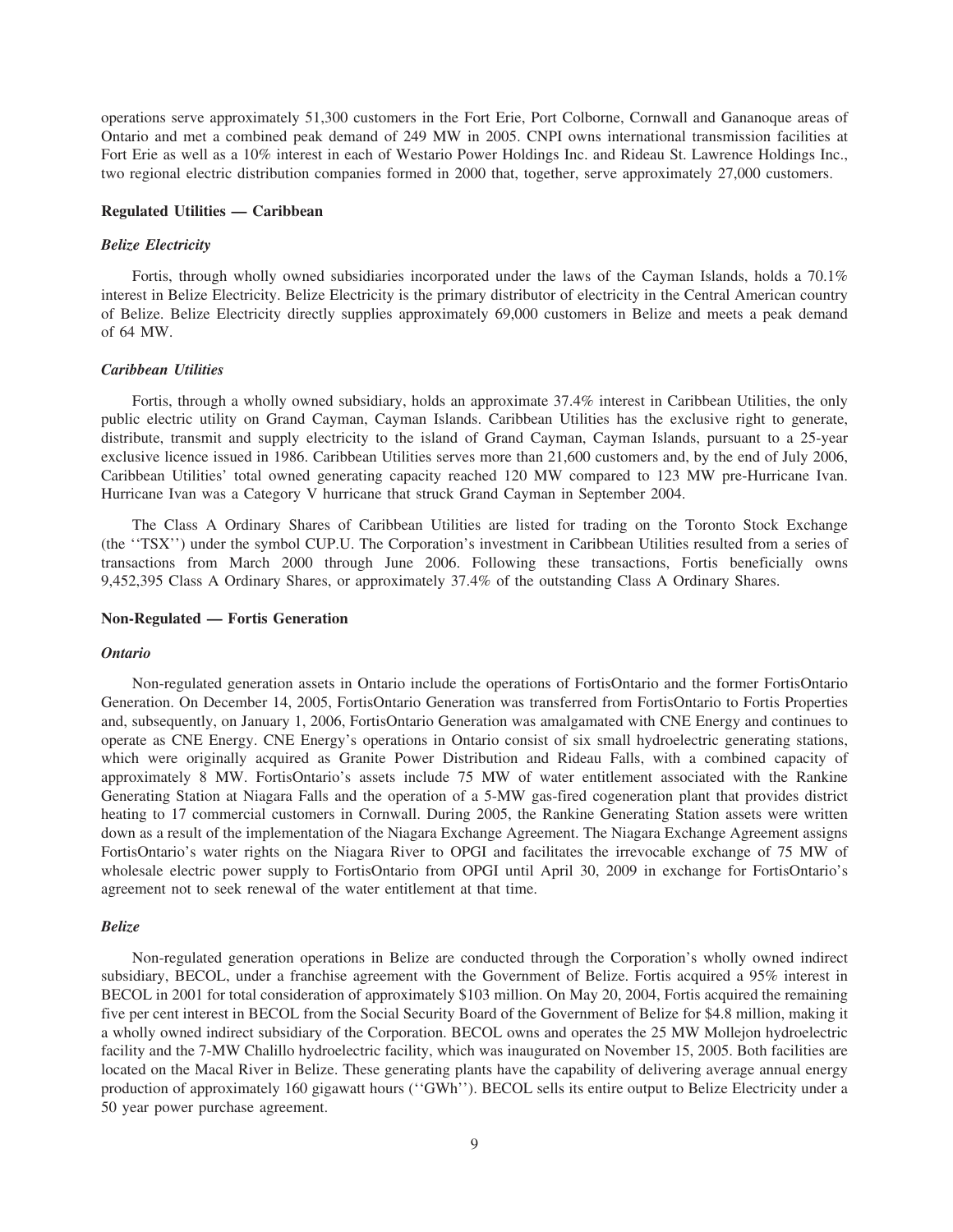operations serve approximately 51,300 customers in the Fort Erie, Port Colborne, Cornwall and Gananoque areas of Ontario and met a combined peak demand of 249 MW in 2005. CNPI owns international transmission facilities at Fort Erie as well as a 10% interest in each of Westario Power Holdings Inc. and Rideau St. Lawrence Holdings Inc., two regional electric distribution companies formed in 2000 that, together, serve approximately 27,000 customers.

### Regulated Utilities — Caribbean

#### *Belize Electricity*

Fortis, through wholly owned subsidiaries incorporated under the laws of the Cayman Islands, holds a 70.1% interest in Belize Electricity. Belize Electricity is the primary distributor of electricity in the Central American country of Belize. Belize Electricity directly supplies approximately 69,000 customers in Belize and meets a peak demand of 64 MW.

#### *Caribbean Utilities*

Fortis, through a wholly owned subsidiary, holds an approximate 37.4% interest in Caribbean Utilities, the only public electric utility on Grand Cayman, Cayman Islands. Caribbean Utilities has the exclusive right to generate, distribute, transmit and supply electricity to the island of Grand Cayman, Cayman Islands, pursuant to a 25-year exclusive licence issued in 1986. Caribbean Utilities serves more than 21,600 customers and, by the end of July 2006, Caribbean Utilities' total owned generating capacity reached 120 MW compared to 123 MW pre-Hurricane Ivan. Hurricane Ivan was a Category V hurricane that struck Grand Cayman in September 2004.

The Class A Ordinary Shares of Caribbean Utilities are listed for trading on the Toronto Stock Exchange (the ''TSX'') under the symbol CUP.U. The Corporation's investment in Caribbean Utilities resulted from a series of transactions from March 2000 through June 2006. Following these transactions, Fortis beneficially owns 9,452,395 Class A Ordinary Shares, or approximately 37.4% of the outstanding Class A Ordinary Shares.

### Non-Regulated — Fortis Generation

#### *Ontario*

Non-regulated generation assets in Ontario include the operations of FortisOntario and the former FortisOntario Generation. On December 14, 2005, FortisOntario Generation was transferred from FortisOntario to Fortis Properties and, subsequently, on January 1, 2006, FortisOntario Generation was amalgamated with CNE Energy and continues to operate as CNE Energy. CNE Energy's operations in Ontario consist of six small hydroelectric generating stations, which were originally acquired as Granite Power Distribution and Rideau Falls, with a combined capacity of approximately 8 MW. FortisOntario's assets include 75 MW of water entitlement associated with the Rankine Generating Station at Niagara Falls and the operation of a 5-MW gas-fired cogeneration plant that provides district heating to 17 commercial customers in Cornwall. During 2005, the Rankine Generating Station assets were written down as a result of the implementation of the Niagara Exchange Agreement. The Niagara Exchange Agreement assigns FortisOntario's water rights on the Niagara River to OPGI and facilitates the irrevocable exchange of 75 MW of wholesale electric power supply to FortisOntario from OPGI until April 30, 2009 in exchange for FortisOntario's agreement not to seek renewal of the water entitlement at that time.

#### *Belize*

Non-regulated generation operations in Belize are conducted through the Corporation's wholly owned indirect subsidiary, BECOL, under a franchise agreement with the Government of Belize. Fortis acquired a 95% interest in BECOL in 2001 for total consideration of approximately $103 million. On May 20, 2004, Fortis acquired the remaining five per cent interest in BECOL from the Social Security Board of the Government of Belize for $4.8 million, making it a wholly owned indirect subsidiary of the Corporation. BECOL owns and operates the 25 MW Mollejon hydroelectric facility and the 7-MW Chalillo hydroelectric facility, which was inaugurated on November 15, 2005. Both facilities are located on the Macal River in Belize. These generating plants have the capability of delivering average annual energy production of approximately 160 gigawatt hours (''GWh''). BECOL sells its entire output to Belize Electricity under a 50 year power purchase agreement.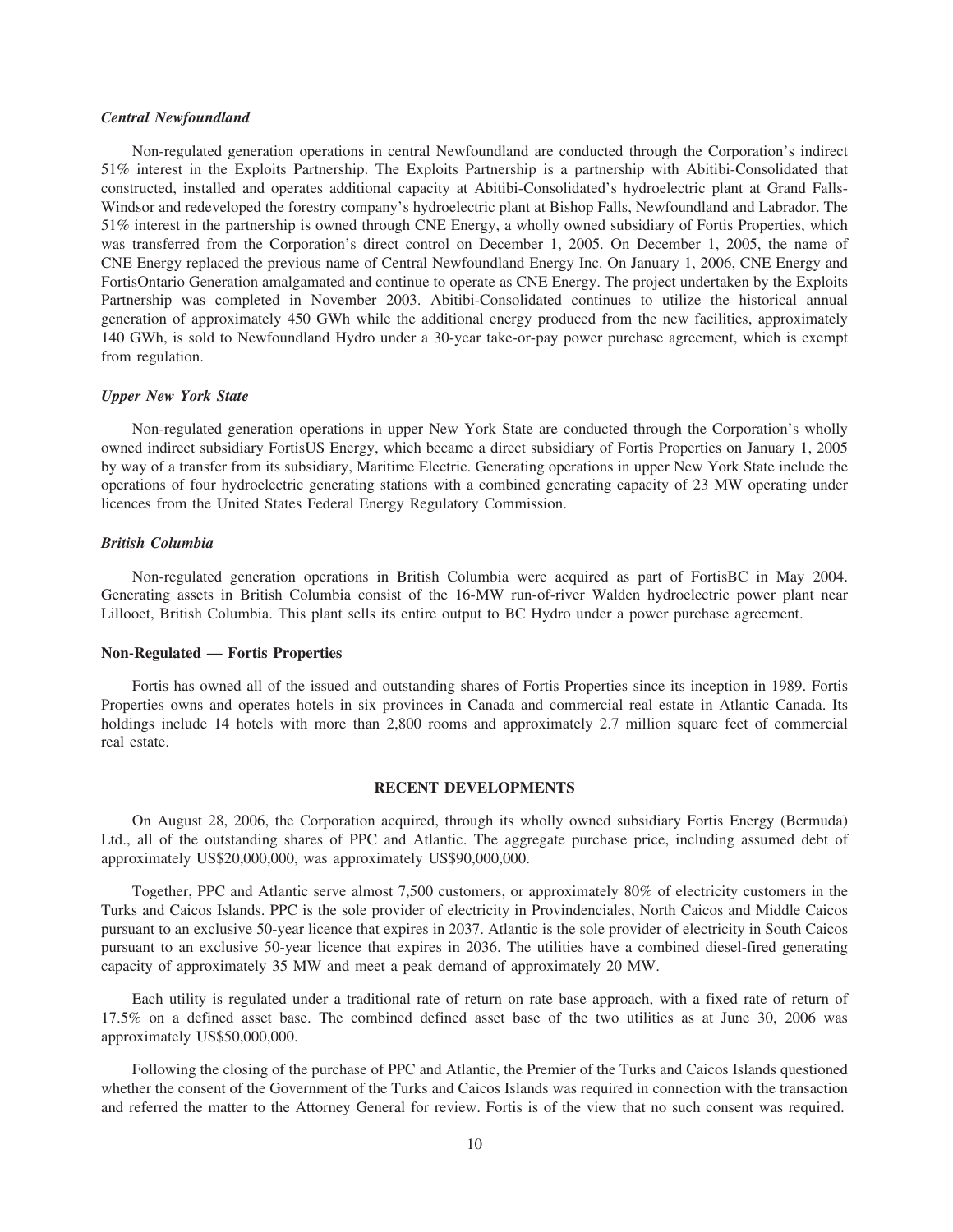*Central Newfoundland*

Non-regulated generation operations in central Newfoundland are conducted through the Corporation's indirect 51% interest in the Exploits Partnership. The Exploits Partnership is a partnership with Abitibi-Consolidated that constructed, installed and operates additional capacity at Abitibi-Consolidated's hydroelectric plant at Grand Falls-Windsor and redeveloped the forestry company's hydroelectric plant at Bishop Falls, Newfoundland and Labrador. The 51% interest in the partnership is owned through CNE Energy, a wholly owned subsidiary of Fortis Properties, which was transferred from the Corporation's direct control on December 1, 2005. On December 1, 2005, the name of CNE Energy replaced the previous name of Central Newfoundland Energy Inc. On January 1, 2006, CNE Energy and FortisOntario Generation amalgamated and continue to operate as CNE Energy. The project undertaken by the Exploits Partnership was completed in November 2003. Abitibi-Consolidated continues to utilize the historical annual generation of approximately 450 GWh while the additional energy produced from the new facilities, approximately 140 GWh, is sold to Newfoundland Hydro under a 30-year take-or-pay power purchase agreement, which is exempt from regulation.

*Upper New York State*

Non-regulated generation operations in upper New York State are conducted through the Corporation's wholly owned indirect subsidiary FortisUS Energy, which became a direct subsidiary of Fortis Properties on January 1, 2005 by way of a transfer from its subsidiary, Maritime Electric. Generating operations in upper New York State include the operations of four hydroelectric generating stations with a combined generating capacity of 23 MW operating under licences from the United States Federal Energy Regulatory Commission.

*British Columbia*

Non-regulated generation operations in British Columbia were acquired as part of FortisBC in May 2004. Generating assets in British Columbia consist of the 16-MW run-of-river Walden hydroelectric power plant near Lillooet, British Columbia. This plant sells its entire output to BC Hydro under a power purchase agreement.

**Non-Regulated — Fortis Properties**

Fortis has owned all of the issued and outstanding shares of Fortis Properties since its inception in 1989. Fortis Properties owns and operates hotels in six provinces in Canada and commercial real estate in Atlantic Canada. Its holdings include 14 hotels with more than 2,800 rooms and approximately 2.7 million square feet of commercial real estate.

## RECENT DEVELOPMENTS

On August 28, 2006, the Corporation acquired, through its wholly owned subsidiary Fortis Energy (Bermuda) Ltd., all of the outstanding shares of PPC and Atlantic. The aggregate purchase price, including assumed debt of approximately US$20,000,000, was approximately US$90,000,000.

Together, PPC and Atlantic serve almost 7,500 customers, or approximately 80% of electricity customers in the Turks and Caicos Islands. PPC is the sole provider of electricity in Provindenciales, North Caicos and Middle Caicos pursuant to an exclusive 50-year licence that expires in 2037. Atlantic is the sole provider of electricity in South Caicos pursuant to an exclusive 50-year licence that expires in 2036. The utilities have a combined diesel-fired generating capacity of approximately 35 MW and meet a peak demand of approximately 20 MW.

Each utility is regulated under a traditional rate of return on rate base approach, with a fixed rate of return of 17.5% on a defined asset base. The combined defined asset base of the two utilities as at June 30, 2006 was approximately US$50,000,000.

Following the closing of the purchase of PPC and Atlantic, the Premier of the Turks and Caicos Islands questioned whether the consent of the Government of the Turks and Caicos Islands was required in connection with the transaction and referred the matter to the Attorney General for review. Fortis is of the view that no such consent was required.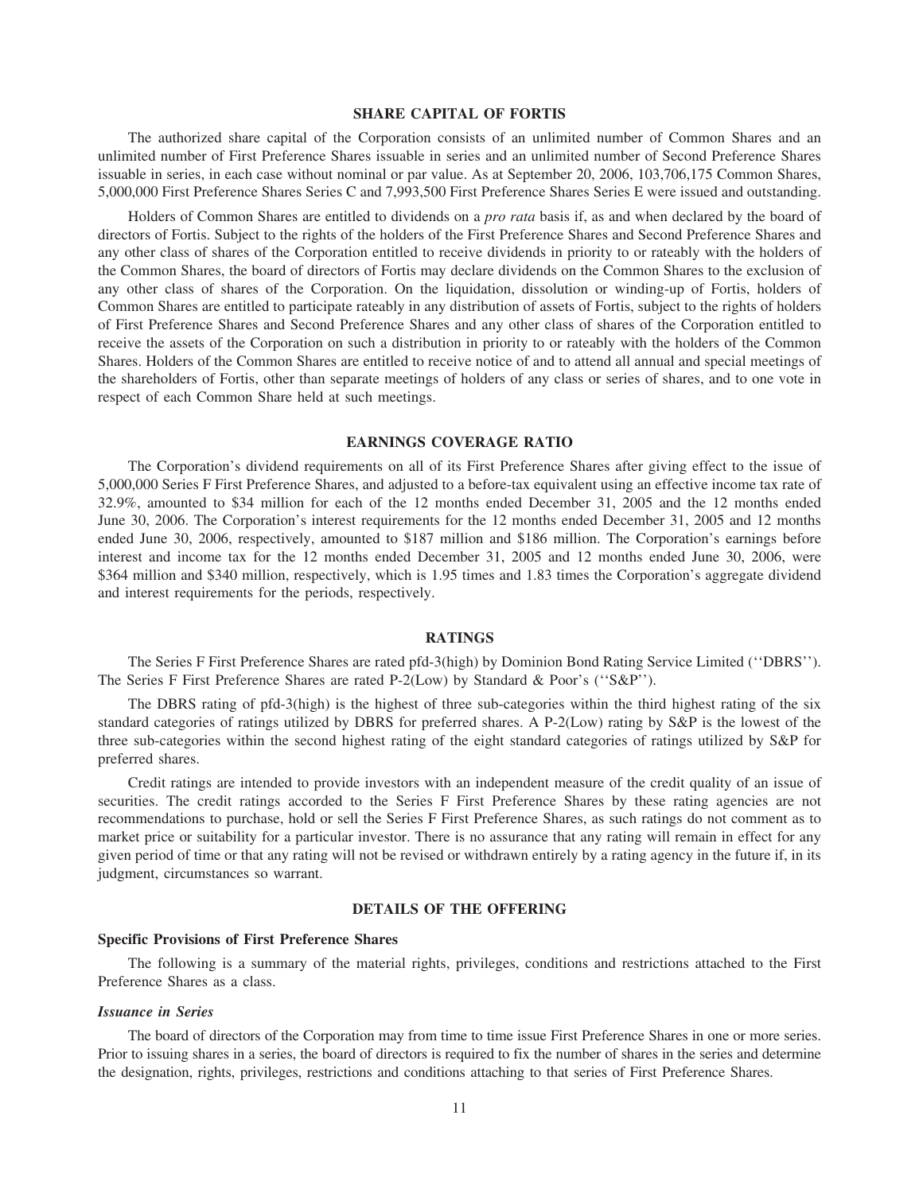## SHARE CAPITAL OF FORTIS

The authorized share capital of the Corporation consists of an unlimited number of Common Shares and an unlimited number of First Preference Shares issuable in series and an unlimited number of Second Preference Shares issuable in series, in each case without nominal or par value. As at September 20, 2006, 103,706,175 Common Shares, 5,000,000 First Preference Shares Series C and 7,993,500 First Preference Shares Series E were issued and outstanding.

Holders of Common Shares are entitled to dividends on a *pro rata* basis if, as and when declared by the board of directors of Fortis. Subject to the rights of the holders of the First Preference Shares and Second Preference Shares and any other class of shares of the Corporation entitled to receive dividends in priority to or rateably with the holders of the Common Shares, the board of directors of Fortis may declare dividends on the Common Shares to the exclusion of any other class of shares of the Corporation. On the liquidation, dissolution or winding-up of Fortis, holders of Common Shares are entitled to participate rateably in any distribution of assets of Fortis, subject to the rights of holders of First Preference Shares and Second Preference Shares and any other class of shares of the Corporation entitled to receive the assets of the Corporation on such a distribution in priority to or rateably with the holders of the Common Shares. Holders of the Common Shares are entitled to receive notice of and to attend all annual and special meetings of the shareholders of Fortis, other than separate meetings of holders of any class or series of shares, and to one vote in respect of each Common Share held at such meetings.

## EARNINGS COVERAGE RATIO

The Corporation's dividend requirements on all of its First Preference Shares after giving effect to the issue of 5,000,000 Series F First Preference Shares, and adjusted to a before-tax equivalent using an effective income tax rate of 32.9%, amounted to $34 million for each of the 12 months ended December 31, 2005 and the 12 months ended June 30, 2006. The Corporation's interest requirements for the 12 months ended December 31, 2005 and 12 months ended June 30, 2006, respectively, amounted to $187 million and $186 million. The Corporation's earnings before interest and income tax for the 12 months ended December 31, 2005 and 12 months ended June 30, 2006, were $364 million and $340 million, respectively, which is 1.95 times and 1.83 times the Corporation's aggregate dividend and interest requirements for the periods, respectively.

## RATINGS

The Series F First Preference Shares are rated pfd-3(high) by Dominion Bond Rating Service Limited (''DBRS''). The Series F First Preference Shares are rated P-2(Low) by Standard & Poor's (''S&P'').

The DBRS rating of pfd-3(high) is the highest of three sub-categories within the third highest rating of the six standard categories of ratings utilized by DBRS for preferred shares. A P-2(Low) rating by S&P is the lowest of the three sub-categories within the second highest rating of the eight standard categories of ratings utilized by S&P for preferred shares.

Credit ratings are intended to provide investors with an independent measure of the credit quality of an issue of securities. The credit ratings accorded to the Series F First Preference Shares by these rating agencies are not recommendations to purchase, hold or sell the Series F First Preference Shares, as such ratings do not comment as to market price or suitability for a particular investor. There is no assurance that any rating will remain in effect for any given period of time or that any rating will not be revised or withdrawn entirely by a rating agency in the future if, in its judgment, circumstances so warrant.

## DETAILS OF THE OFFERING

### Specific Provisions of First Preference Shares

The following is a summary of the material rights, privileges, conditions and restrictions attached to the First Preference Shares as a class.

#### *Issuance in Series*

The board of directors of the Corporation may from time to time issue First Preference Shares in one or more series. Prior to issuing shares in a series, the board of directors is required to fix the number of shares in the series and determine the designation, rights, privileges, restrictions and conditions attaching to that series of First Preference Shares.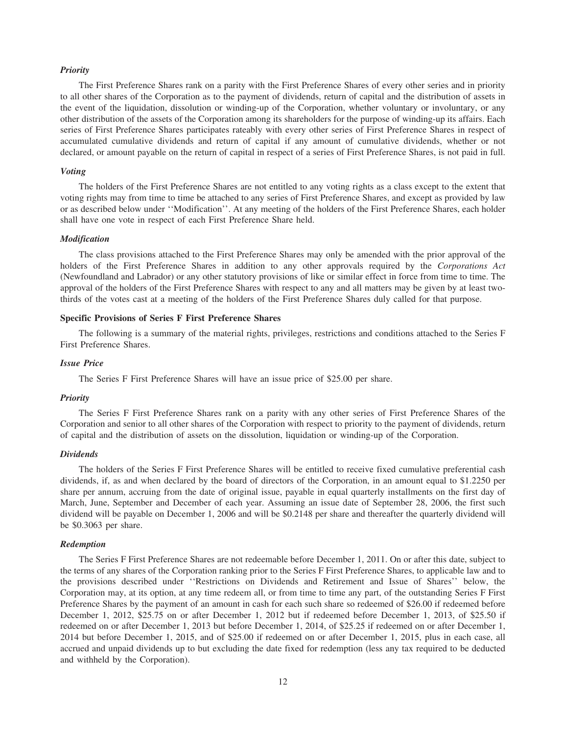*Priority*

The First Preference Shares rank on a parity with the First Preference Shares of every other series and in priority to all other shares of the Corporation as to the payment of dividends, return of capital and the distribution of assets in the event of the liquidation, dissolution or winding-up of the Corporation, whether voluntary or involuntary, or any other distribution of the assets of the Corporation among its shareholders for the purpose of winding-up its affairs. Each series of First Preference Shares participates rateably with every other series of First Preference Shares in respect of accumulated cumulative dividends and return of capital if any amount of cumulative dividends, whether or not declared, or amount payable on the return of capital in respect of a series of First Preference Shares, is not paid in full.

*Voting*

The holders of the First Preference Shares are not entitled to any voting rights as a class except to the extent that voting rights may from time to time be attached to any series of First Preference Shares, and except as provided by law or as described below under ''Modification''. At any meeting of the holders of the First Preference Shares, each holder shall have one vote in respect of each First Preference Share held.

*Modification*

The class provisions attached to the First Preference Shares may only be amended with the prior approval of the holders of the First Preference Shares in addition to any other approvals required by the *Corporations Act* (Newfoundland and Labrador) or any other statutory provisions of like or similar effect in force from time to time. The approval of the holders of the First Preference Shares with respect to any and all matters may be given by at least two-thirds of the votes cast at a meeting of the holders of the First Preference Shares duly called for that purpose.

**Specific Provisions of Series F First Preference Shares**

The following is a summary of the material rights, privileges, restrictions and conditions attached to the Series F First Preference Shares.

*Issue Price*

The Series F First Preference Shares will have an issue price of $25.00 per share.

*Priority*

The Series F First Preference Shares rank on a parity with any other series of First Preference Shares of the Corporation and senior to all other shares of the Corporation with respect to priority to the payment of dividends, return of capital and the distribution of assets on the dissolution, liquidation or winding-up of the Corporation.

*Dividends*

The holders of the Series F First Preference Shares will be entitled to receive fixed cumulative preferential cash dividends, if, as and when declared by the board of directors of the Corporation, in an amount equal to $1.2250 per share per annum, accruing from the date of original issue, payable in equal quarterly installments on the first day of March, June, September and December of each year. Assuming an issue date of September 28, 2006, the first such dividend will be payable on December 1, 2006 and will be $0.2148 per share and thereafter the quarterly dividend will be $0.3063 per share.

*Redemption*

The Series F First Preference Shares are not redeemable before December 1, 2011. On or after this date, subject to the terms of any shares of the Corporation ranking prior to the Series F First Preference Shares, to applicable law and to the provisions described under ''Restrictions on Dividends and Retirement and Issue of Shares'' below, the Corporation may, at its option, at any time redeem all, or from time to time any part, of the outstanding Series F First Preference Shares by the payment of an amount in cash for each such share so redeemed of $26.00 if redeemed before December 1, 2012, $25.75 on or after December 1, 2012 but if redeemed before December 1, 2013, of $25.50 if redeemed on or after December 1, 2013 but before December 1, 2014, of $25.25 if redeemed on or after December 1, 2014 but before December 1, 2015, and of $25.00 if redeemed on or after December 1, 2015, plus in each case, all accrued and unpaid dividends up to but excluding the date fixed for redemption (less any tax required to be deducted and withheld by the Corporation).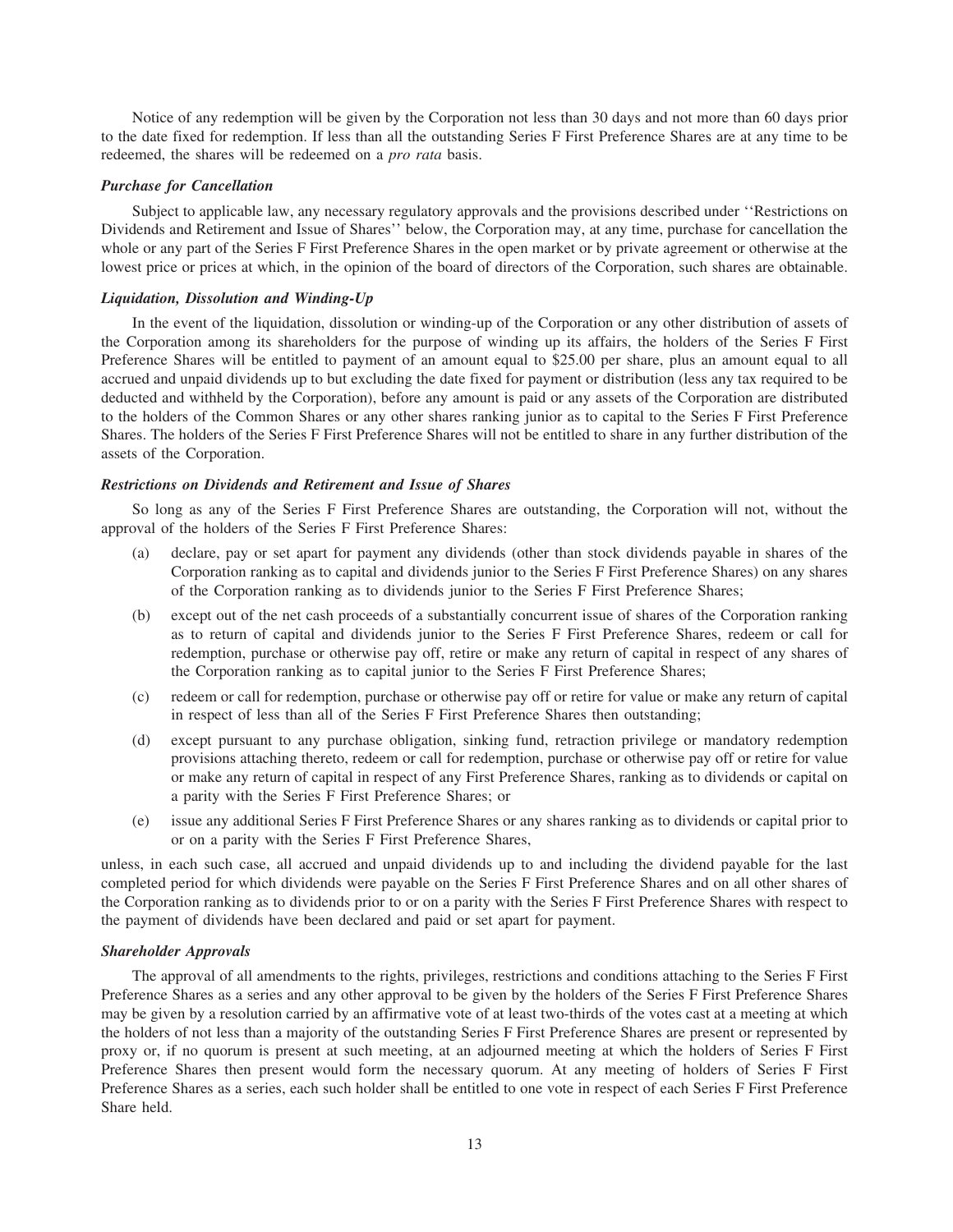Notice of any redemption will be given by the Corporation not less than 30 days and not more than 60 days prior to the date fixed for redemption. If less than all the outstanding Series F First Preference Shares are at any time to be redeemed, the shares will be redeemed on a *pro rata* basis.

### *Purchase for Cancellation*

Subject to applicable law, any necessary regulatory approvals and the provisions described under ''Restrictions on Dividends and Retirement and Issue of Shares'' below, the Corporation may, at any time, purchase for cancellation the whole or any part of the Series F First Preference Shares in the open market or by private agreement or otherwise at the lowest price or prices at which, in the opinion of the board of directors of the Corporation, such shares are obtainable.

### *Liquidation, Dissolution and Winding-Up*

In the event of the liquidation, dissolution or winding-up of the Corporation or any other distribution of assets of the Corporation among its shareholders for the purpose of winding up its affairs, the holders of the Series F First Preference Shares will be entitled to payment of an amount equal to $25.00 per share, plus an amount equal to all accrued and unpaid dividends up to but excluding the date fixed for payment or distribution (less any tax required to be deducted and withheld by the Corporation), before any amount is paid or any assets of the Corporation are distributed to the holders of the Common Shares or any other shares ranking junior as to capital to the Series F First Preference Shares. The holders of the Series F First Preference Shares will not be entitled to share in any further distribution of the assets of the Corporation.

### *Restrictions on Dividends and Retirement and Issue of Shares*

So long as any of the Series F First Preference Shares are outstanding, the Corporation will not, without the approval of the holders of the Series F First Preference Shares:

(a) declare, pay or set apart for payment any dividends (other than stock dividends payable in shares of the Corporation ranking as to capital and dividends junior to the Series F First Preference Shares) on any shares of the Corporation ranking as to dividends junior to the Series F First Preference Shares;

(b) except out of the net cash proceeds of a substantially concurrent issue of shares of the Corporation ranking as to return of capital and dividends junior to the Series F First Preference Shares, redeem or call for redemption, purchase or otherwise pay off, retire or make any return of capital in respect of any shares of the Corporation ranking as to capital junior to the Series F First Preference Shares;

(c) redeem or call for redemption, purchase or otherwise pay off or retire for value or make any return of capital in respect of less than all of the Series F First Preference Shares then outstanding;

(d) except pursuant to any purchase obligation, sinking fund, retraction privilege or mandatory redemption provisions attaching thereto, redeem or call for redemption, purchase or otherwise pay off or retire for value or make any return of capital in respect of any First Preference Shares, ranking as to dividends or capital on a parity with the Series F First Preference Shares; or

(e) issue any additional Series F First Preference Shares or any shares ranking as to dividends or capital prior to or on a parity with the Series F First Preference Shares,

unless, in each such case, all accrued and unpaid dividends up to and including the dividend payable for the last completed period for which dividends were payable on the Series F First Preference Shares and on all other shares of the Corporation ranking as to dividends prior to or on a parity with the Series F First Preference Shares with respect to the payment of dividends have been declared and paid or set apart for payment.

### *Shareholder Approvals*

The approval of all amendments to the rights, privileges, restrictions and conditions attaching to the Series F First Preference Shares as a series and any other approval to be given by the holders of the Series F First Preference Shares may be given by a resolution carried by an affirmative vote of at least two-thirds of the votes cast at a meeting at which the holders of not less than a majority of the outstanding Series F First Preference Shares are present or represented by proxy or, if no quorum is present at such meeting, at an adjourned meeting at which the holders of Series F First Preference Shares then present would form the necessary quorum. At any meeting of holders of Series F First Preference Shares as a series, each such holder shall be entitled to one vote in respect of each Series F First Preference Share held.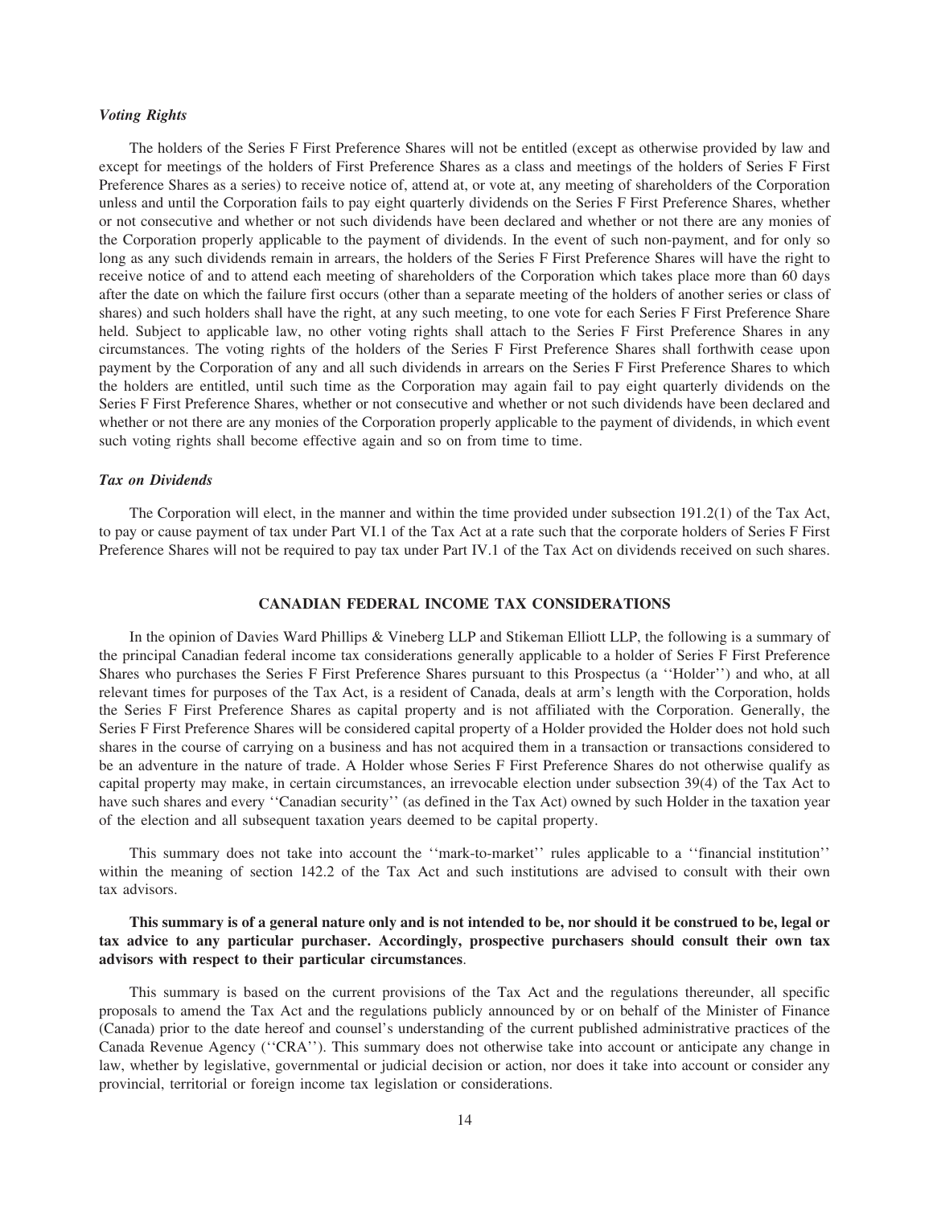***Voting Rights***

The holders of the Series F First Preference Shares will not be entitled (except as otherwise provided by law and except for meetings of the holders of First Preference Shares as a class and meetings of the holders of Series F First Preference Shares as a series) to receive notice of, attend at, or vote at, any meeting of shareholders of the Corporation unless and until the Corporation fails to pay eight quarterly dividends on the Series F First Preference Shares, whether or not consecutive and whether or not such dividends have been declared and whether or not there are any monies of the Corporation properly applicable to the payment of dividends. In the event of such non-payment, and for only so long as any such dividends remain in arrears, the holders of the Series F First Preference Shares will have the right to receive notice of and to attend each meeting of shareholders of the Corporation which takes place more than 60 days after the date on which the failure first occurs (other than a separate meeting of the holders of another series or class of shares) and such holders shall have the right, at any such meeting, to one vote for each Series F First Preference Share held. Subject to applicable law, no other voting rights shall attach to the Series F First Preference Shares in any circumstances. The voting rights of the holders of the Series F First Preference Shares shall forthwith cease upon payment by the Corporation of any and all such dividends in arrears on the Series F First Preference Shares to which the holders are entitled, until such time as the Corporation may again fail to pay eight quarterly dividends on the Series F First Preference Shares, whether or not consecutive and whether or not such dividends have been declared and whether or not there are any monies of the Corporation properly applicable to the payment of dividends, in which event such voting rights shall become effective again and so on from time to time.

***Tax on Dividends***

The Corporation will elect, in the manner and within the time provided under subsection 191.2(1) of the Tax Act, to pay or cause payment of tax under Part VI.1 of the Tax Act at a rate such that the corporate holders of Series F First Preference Shares will not be required to pay tax under Part IV.1 of the Tax Act on dividends received on such shares.

## CANADIAN FEDERAL INCOME TAX CONSIDERATIONS

In the opinion of Davies Ward Phillips & Vineberg LLP and Stikeman Elliott LLP, the following is a summary of the principal Canadian federal income tax considerations generally applicable to a holder of Series F First Preference Shares who purchases the Series F First Preference Shares pursuant to this Prospectus (a ''Holder'') and who, at all relevant times for purposes of the Tax Act, is a resident of Canada, deals at arm's length with the Corporation, holds the Series F First Preference Shares as capital property and is not affiliated with the Corporation. Generally, the Series F First Preference Shares will be considered capital property of a Holder provided the Holder does not hold such shares in the course of carrying on a business and has not acquired them in a transaction or transactions considered to be an adventure in the nature of trade. A Holder whose Series F First Preference Shares do not otherwise qualify as capital property may make, in certain circumstances, an irrevocable election under subsection 39(4) of the Tax Act to have such shares and every ''Canadian security'' (as defined in the Tax Act) owned by such Holder in the taxation year of the election and all subsequent taxation years deemed to be capital property.

This summary does not take into account the ''mark-to-market'' rules applicable to a ''financial institution'' within the meaning of section 142.2 of the Tax Act and such institutions are advised to consult with their own tax advisors.

**This summary is of a general nature only and is not intended to be, nor should it be construed to be, legal or tax advice to any particular purchaser. Accordingly, prospective purchasers should consult their own tax advisors with respect to their particular circumstances**.

This summary is based on the current provisions of the Tax Act and the regulations thereunder, all specific proposals to amend the Tax Act and the regulations publicly announced by or on behalf of the Minister of Finance (Canada) prior to the date hereof and counsel's understanding of the current published administrative practices of the Canada Revenue Agency (''CRA''). This summary does not otherwise take into account or anticipate any change in law, whether by legislative, governmental or judicial decision or action, nor does it take into account or consider any provincial, territorial or foreign income tax legislation or considerations.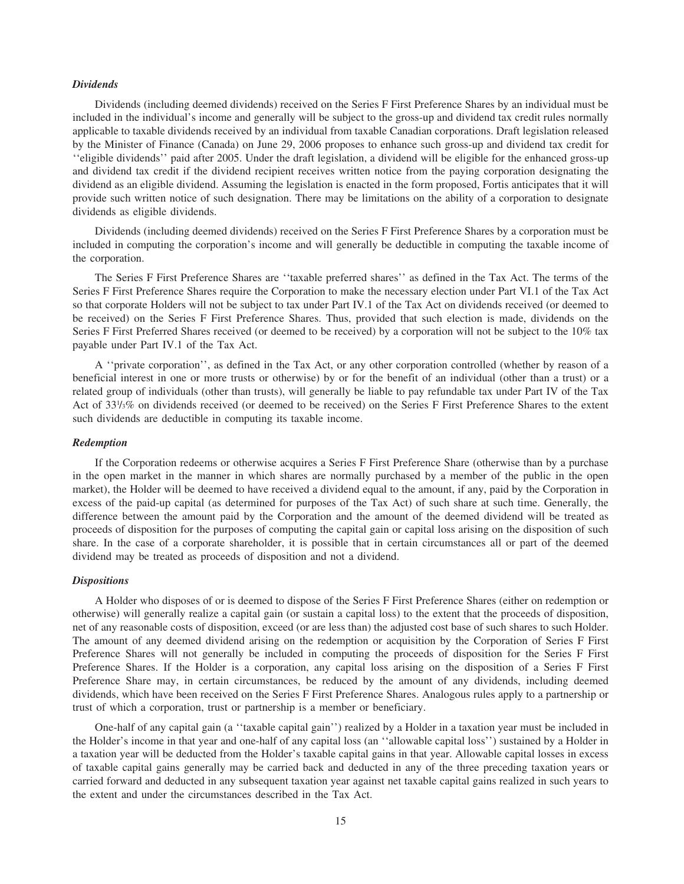### *Dividends*

Dividends (including deemed dividends) received on the Series F First Preference Shares by an individual must be included in the individual's income and generally will be subject to the gross-up and dividend tax credit rules normally applicable to taxable dividends received by an individual from taxable Canadian corporations. Draft legislation released by the Minister of Finance (Canada) on June 29, 2006 proposes to enhance such gross-up and dividend tax credit for ''eligible dividends'' paid after 2005. Under the draft legislation, a dividend will be eligible for the enhanced gross-up and dividend tax credit if the dividend recipient receives written notice from the paying corporation designating the dividend as an eligible dividend. Assuming the legislation is enacted in the form proposed, Fortis anticipates that it will provide such written notice of such designation. There may be limitations on the ability of a corporation to designate dividends as eligible dividends.

Dividends (including deemed dividends) received on the Series F First Preference Shares by a corporation must be included in computing the corporation's income and will generally be deductible in computing the taxable income of the corporation.

The Series F First Preference Shares are ''taxable preferred shares'' as defined in the Tax Act. The terms of the Series F First Preference Shares require the Corporation to make the necessary election under Part VI.1 of the Tax Act so that corporate Holders will not be subject to tax under Part IV.1 of the Tax Act on dividends received (or deemed to be received) on the Series F First Preference Shares. Thus, provided that such election is made, dividends on the Series F First Preferred Shares received (or deemed to be received) by a corporation will not be subject to the 10% tax payable under Part IV.1 of the Tax Act.

A ''private corporation'', as defined in the Tax Act, or any other corporation controlled (whether by reason of a beneficial interest in one or more trusts or otherwise) by or for the benefit of an individual (other than a trust) or a related group of individuals (other than trusts), will generally be liable to pay refundable tax under Part IV of the Tax Act of 33⅓% on dividends received (or deemed to be received) on the Series F First Preference Shares to the extent such dividends are deductible in computing its taxable income.

### *Redemption*

If the Corporation redeems or otherwise acquires a Series F First Preference Share (otherwise than by a purchase in the open market in the manner in which shares are normally purchased by a member of the public in the open market), the Holder will be deemed to have received a dividend equal to the amount, if any, paid by the Corporation in excess of the paid-up capital (as determined for purposes of the Tax Act) of such share at such time. Generally, the difference between the amount paid by the Corporation and the amount of the deemed dividend will be treated as proceeds of disposition for the purposes of computing the capital gain or capital loss arising on the disposition of such share. In the case of a corporate shareholder, it is possible that in certain circumstances all or part of the deemed dividend may be treated as proceeds of disposition and not a dividend.

### *Dispositions*

A Holder who disposes of or is deemed to dispose of the Series F First Preference Shares (either on redemption or otherwise) will generally realize a capital gain (or sustain a capital loss) to the extent that the proceeds of disposition, net of any reasonable costs of disposition, exceed (or are less than) the adjusted cost base of such shares to such Holder. The amount of any deemed dividend arising on the redemption or acquisition by the Corporation of Series F First Preference Shares will not generally be included in computing the proceeds of disposition for the Series F First Preference Shares. If the Holder is a corporation, any capital loss arising on the disposition of a Series F First Preference Share may, in certain circumstances, be reduced by the amount of any dividends, including deemed dividends, which have been received on the Series F First Preference Shares. Analogous rules apply to a partnership or trust of which a corporation, trust or partnership is a member or beneficiary.

One-half of any capital gain (a ''taxable capital gain'') realized by a Holder in a taxation year must be included in the Holder's income in that year and one-half of any capital loss (an ''allowable capital loss'') sustained by a Holder in a taxation year will be deducted from the Holder's taxable capital gains in that year. Allowable capital losses in excess of taxable capital gains generally may be carried back and deducted in any of the three preceding taxation years or carried forward and deducted in any subsequent taxation year against net taxable capital gains realized in such years to the extent and under the circumstances described in the Tax Act.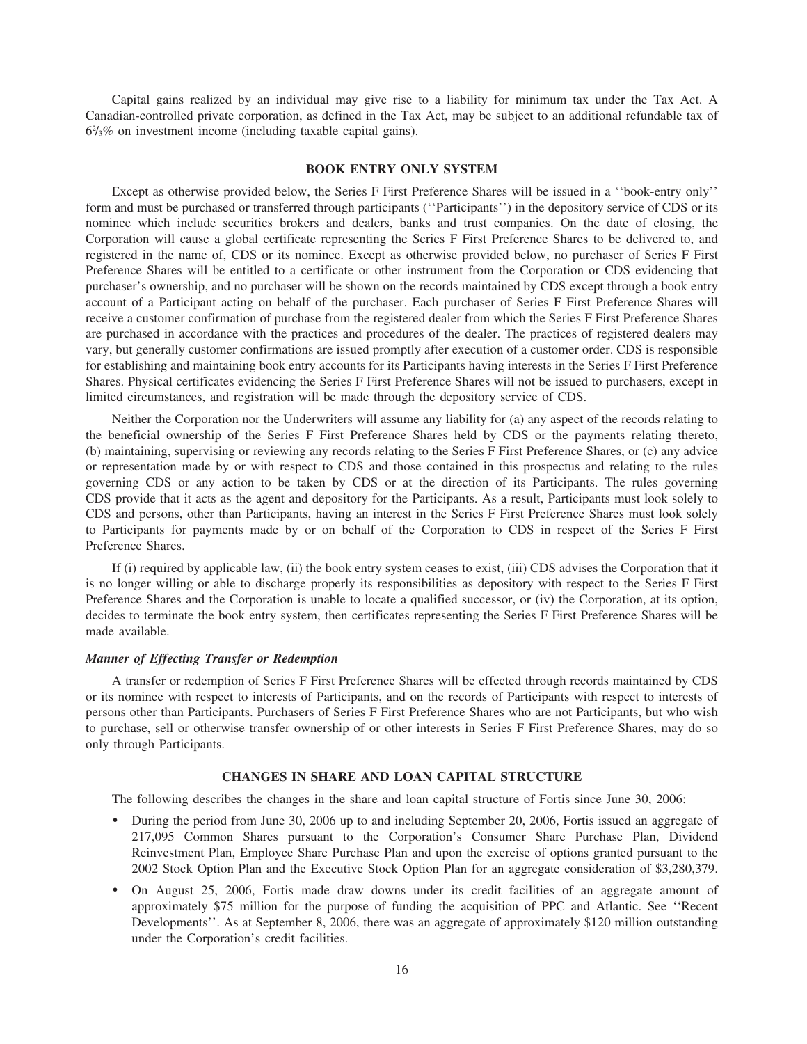Capital gains realized by an individual may give rise to a liability for minimum tax under the Tax Act. A Canadian-controlled private corporation, as defined in the Tax Act, may be subject to an additional refundable tax of $6\frac{2}{3}\%$ on investment income (including taxable capital gains).

## BOOK ENTRY ONLY SYSTEM

Except as otherwise provided below, the Series F First Preference Shares will be issued in a ''book-entry only'' form and must be purchased or transferred through participants (''Participants'') in the depository service of CDS or its nominee which include securities brokers and dealers, banks and trust companies. On the date of closing, the Corporation will cause a global certificate representing the Series F First Preference Shares to be delivered to, and registered in the name of, CDS or its nominee. Except as otherwise provided below, no purchaser of Series F First Preference Shares will be entitled to a certificate or other instrument from the Corporation or CDS evidencing that purchaser's ownership, and no purchaser will be shown on the records maintained by CDS except through a book entry account of a Participant acting on behalf of the purchaser. Each purchaser of Series F First Preference Shares will receive a customer confirmation of purchase from the registered dealer from which the Series F First Preference Shares are purchased in accordance with the practices and procedures of the dealer. The practices of registered dealers may vary, but generally customer confirmations are issued promptly after execution of a customer order. CDS is responsible for establishing and maintaining book entry accounts for its Participants having interests in the Series F First Preference Shares. Physical certificates evidencing the Series F First Preference Shares will not be issued to purchasers, except in limited circumstances, and registration will be made through the depository service of CDS.

Neither the Corporation nor the Underwriters will assume any liability for (a) any aspect of the records relating to the beneficial ownership of the Series F First Preference Shares held by CDS or the payments relating thereto, (b) maintaining, supervising or reviewing any records relating to the Series F First Preference Shares, or (c) any advice or representation made by or with respect to CDS and those contained in this prospectus and relating to the rules governing CDS or any action to be taken by CDS or at the direction of its Participants. The rules governing CDS provide that it acts as the agent and depository for the Participants. As a result, Participants must look solely to CDS and persons, other than Participants, having an interest in the Series F First Preference Shares must look solely to Participants for payments made by or on behalf of the Corporation to CDS in respect of the Series F First Preference Shares.

If (i) required by applicable law, (ii) the book entry system ceases to exist, (iii) CDS advises the Corporation that it is no longer willing or able to discharge properly its responsibilities as depository with respect to the Series F First Preference Shares and the Corporation is unable to locate a qualified successor, or (iv) the Corporation, at its option, decides to terminate the book entry system, then certificates representing the Series F First Preference Shares will be made available.

### *Manner of Effecting Transfer or Redemption*

A transfer or redemption of Series F First Preference Shares will be effected through records maintained by CDS or its nominee with respect to interests of Participants, and on the records of Participants with respect to interests of persons other than Participants. Purchasers of Series F First Preference Shares who are not Participants, but who wish to purchase, sell or otherwise transfer ownership of or other interests in Series F First Preference Shares, may do so only through Participants.

## CHANGES IN SHARE AND LOAN CAPITAL STRUCTURE

The following describes the changes in the share and loan capital structure of Fortis since June 30, 2006:

- During the period from June 30, 2006 up to and including September 20, 2006, Fortis issued an aggregate of 217,095 Common Shares pursuant to the Corporation's Consumer Share Purchase Plan, Dividend Reinvestment Plan, Employee Share Purchase Plan and upon the exercise of options granted pursuant to the 2002 Stock Option Plan and the Executive Stock Option Plan for an aggregate consideration of $3,280,379.
- On August 25, 2006, Fortis made draw downs under its credit facilities of an aggregate amount of approximately $75 million for the purpose of funding the acquisition of PPC and Atlantic. See ''Recent Developments''. As at September 8, 2006, there was an aggregate of approximately $120 million outstanding under the Corporation's credit facilities.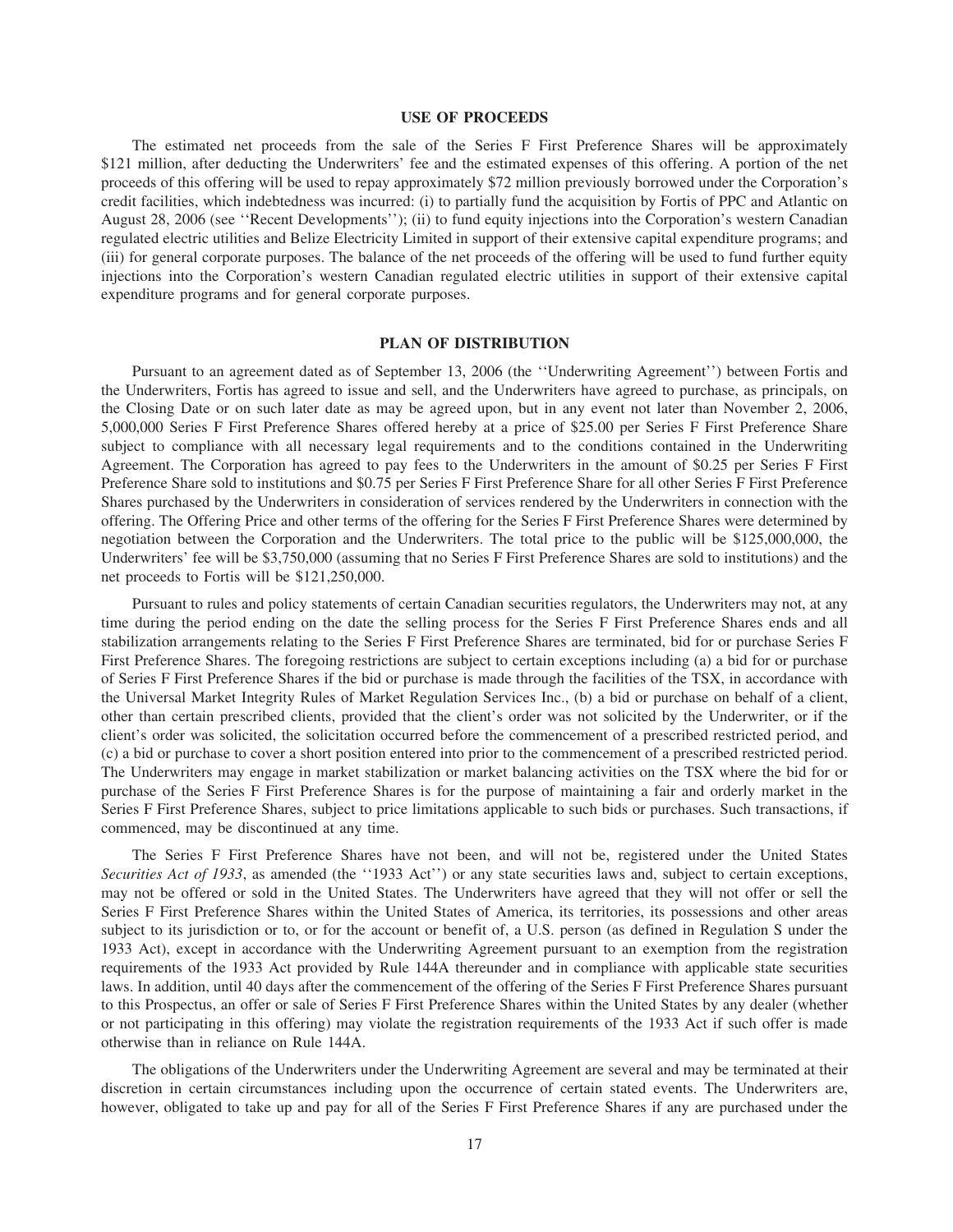## USE OF PROCEEDS

The estimated net proceeds from the sale of the Series F First Preference Shares will be approximately $121 million, after deducting the Underwriters' fee and the estimated expenses of this offering. A portion of the net proceeds of this offering will be used to repay approximately $72 million previously borrowed under the Corporation's credit facilities, which indebtedness was incurred: (i) to partially fund the acquisition by Fortis of PPC and Atlantic on August 28, 2006 (see ''Recent Developments''); (ii) to fund equity injections into the Corporation's western Canadian regulated electric utilities and Belize Electricity Limited in support of their extensive capital expenditure programs; and (iii) for general corporate purposes. The balance of the net proceeds of the offering will be used to fund further equity injections into the Corporation's western Canadian regulated electric utilities in support of their extensive capital expenditure programs and for general corporate purposes.

## PLAN OF DISTRIBUTION

Pursuant to an agreement dated as of September 13, 2006 (the ''Underwriting Agreement'') between Fortis and the Underwriters, Fortis has agreed to issue and sell, and the Underwriters have agreed to purchase, as principals, on the Closing Date or on such later date as may be agreed upon, but in any event not later than November 2, 2006, 5,000,000 Series F First Preference Shares offered hereby at a price of $25.00 per Series F First Preference Share subject to compliance with all necessary legal requirements and to the conditions contained in the Underwriting Agreement. The Corporation has agreed to pay fees to the Underwriters in the amount of $0.25 per Series F First Preference Share sold to institutions and $0.75 per Series F First Preference Share for all other Series F First Preference Shares purchased by the Underwriters in consideration of services rendered by the Underwriters in connection with the offering. The Offering Price and other terms of the offering for the Series F First Preference Shares were determined by negotiation between the Corporation and the Underwriters. The total price to the public will be $125,000,000, the Underwriters' fee will be $3,750,000 (assuming that no Series F First Preference Shares are sold to institutions) and the net proceeds to Fortis will be $121,250,000.

Pursuant to rules and policy statements of certain Canadian securities regulators, the Underwriters may not, at any time during the period ending on the date the selling process for the Series F First Preference Shares ends and all stabilization arrangements relating to the Series F First Preference Shares are terminated, bid for or purchase Series F First Preference Shares. The foregoing restrictions are subject to certain exceptions including (a) a bid for or purchase of Series F First Preference Shares if the bid or purchase is made through the facilities of the TSX, in accordance with the Universal Market Integrity Rules of Market Regulation Services Inc., (b) a bid or purchase on behalf of a client, other than certain prescribed clients, provided that the client's order was not solicited by the Underwriter, or if the client's order was solicited, the solicitation occurred before the commencement of a prescribed restricted period, and (c) a bid or purchase to cover a short position entered into prior to the commencement of a prescribed restricted period. The Underwriters may engage in market stabilization or market balancing activities on the TSX where the bid for or purchase of the Series F First Preference Shares is for the purpose of maintaining a fair and orderly market in the Series F First Preference Shares, subject to price limitations applicable to such bids or purchases. Such transactions, if commenced, may be discontinued at any time.

The Series F First Preference Shares have not been, and will not be, registered under the United States *Securities Act of 1933*, as amended (the ''1933 Act'') or any state securities laws and, subject to certain exceptions, may not be offered or sold in the United States. The Underwriters have agreed that they will not offer or sell the Series F First Preference Shares within the United States of America, its territories, its possessions and other areas subject to its jurisdiction or to, or for the account or benefit of, a U.S. person (as defined in Regulation S under the 1933 Act), except in accordance with the Underwriting Agreement pursuant to an exemption from the registration requirements of the 1933 Act provided by Rule 144A thereunder and in compliance with applicable state securities laws. In addition, until 40 days after the commencement of the offering of the Series F First Preference Shares pursuant to this Prospectus, an offer or sale of Series F First Preference Shares within the United States by any dealer (whether or not participating in this offering) may violate the registration requirements of the 1933 Act if such offer is made otherwise than in reliance on Rule 144A.

The obligations of the Underwriters under the Underwriting Agreement are several and may be terminated at their discretion in certain circumstances including upon the occurrence of certain stated events. The Underwriters are, however, obligated to take up and pay for all of the Series F First Preference Shares if any are purchased under the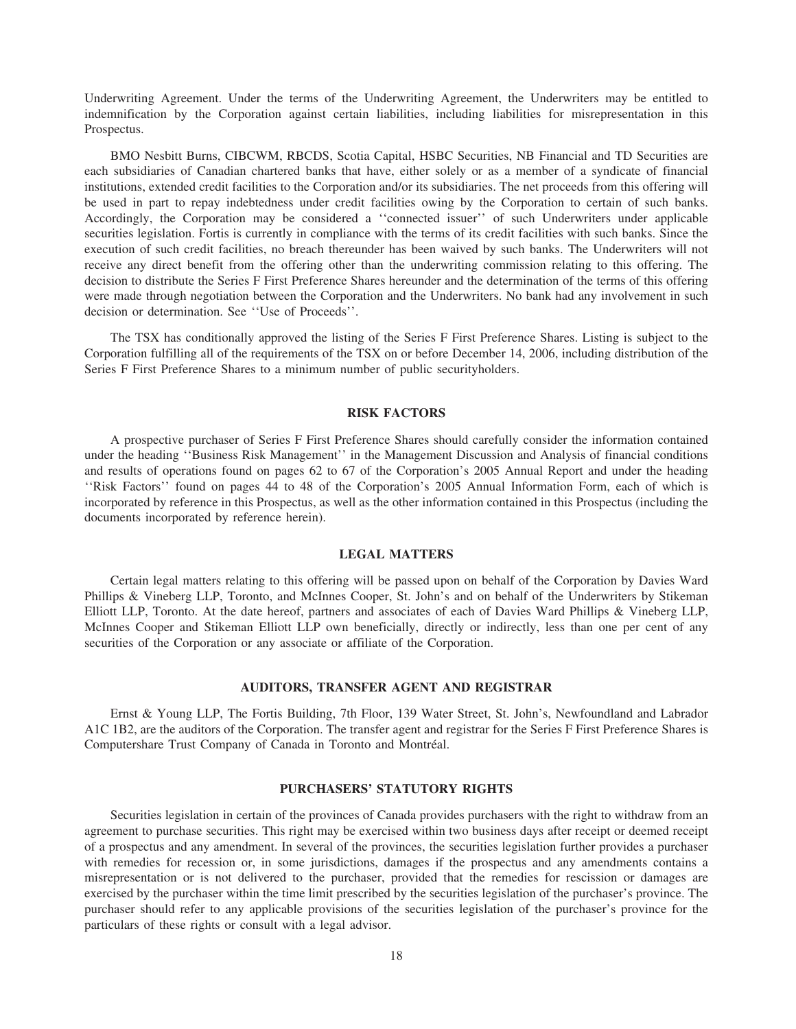Underwriting Agreement. Under the terms of the Underwriting Agreement, the Underwriters may be entitled to indemnification by the Corporation against certain liabilities, including liabilities for misrepresentation in this Prospectus.

BMO Nesbitt Burns, CIBCWM, RBCDS, Scotia Capital, HSBC Securities, NB Financial and TD Securities are each subsidiaries of Canadian chartered banks that have, either solely or as a member of a syndicate of financial institutions, extended credit facilities to the Corporation and/or its subsidiaries. The net proceeds from this offering will be used in part to repay indebtedness under credit facilities owing by the Corporation to certain of such banks. Accordingly, the Corporation may be considered a ''connected issuer'' of such Underwriters under applicable securities legislation. Fortis is currently in compliance with the terms of its credit facilities with such banks. Since the execution of such credit facilities, no breach thereunder has been waived by such banks. The Underwriters will not receive any direct benefit from the offering other than the underwriting commission relating to this offering. The decision to distribute the Series F First Preference Shares hereunder and the determination of the terms of this offering were made through negotiation between the Corporation and the Underwriters. No bank had any involvement in such decision or determination. See ''Use of Proceeds''.

The TSX has conditionally approved the listing of the Series F First Preference Shares. Listing is subject to the Corporation fulfilling all of the requirements of the TSX on or before December 14, 2006, including distribution of the Series F First Preference Shares to a minimum number of public securityholders.

## RISK FACTORS

A prospective purchaser of Series F First Preference Shares should carefully consider the information contained under the heading ''Business Risk Management'' in the Management Discussion and Analysis of financial conditions and results of operations found on pages 62 to 67 of the Corporation's 2005 Annual Report and under the heading ''Risk Factors'' found on pages 44 to 48 of the Corporation's 2005 Annual Information Form, each of which is incorporated by reference in this Prospectus, as well as the other information contained in this Prospectus (including the documents incorporated by reference herein).

## LEGAL MATTERS

Certain legal matters relating to this offering will be passed upon on behalf of the Corporation by Davies Ward Phillips & Vineberg LLP, Toronto, and McInnes Cooper, St. John's and on behalf of the Underwriters by Stikeman Elliott LLP, Toronto. At the date hereof, partners and associates of each of Davies Ward Phillips & Vineberg LLP, McInnes Cooper and Stikeman Elliott LLP own beneficially, directly or indirectly, less than one per cent of any securities of the Corporation or any associate or affiliate of the Corporation.

## AUDITORS, TRANSFER AGENT AND REGISTRAR

Ernst & Young LLP, The Fortis Building, 7th Floor, 139 Water Street, St. John's, Newfoundland and Labrador A1C 1B2, are the auditors of the Corporation. The transfer agent and registrar for the Series F First Preference Shares is Computershare Trust Company of Canada in Toronto and Montréal.

## PURCHASERS' STATUTORY RIGHTS

Securities legislation in certain of the provinces of Canada provides purchasers with the right to withdraw from an agreement to purchase securities. This right may be exercised within two business days after receipt or deemed receipt of a prospectus and any amendment. In several of the provinces, the securities legislation further provides a purchaser with remedies for recession or, in some jurisdictions, damages if the prospectus and any amendments contains a misrepresentation or is not delivered to the purchaser, provided that the remedies for rescission or damages are exercised by the purchaser within the time limit prescribed by the securities legislation of the purchaser's province. The purchaser should refer to any applicable provisions of the securities legislation of the purchaser's province for the particulars of these rights or consult with a legal advisor.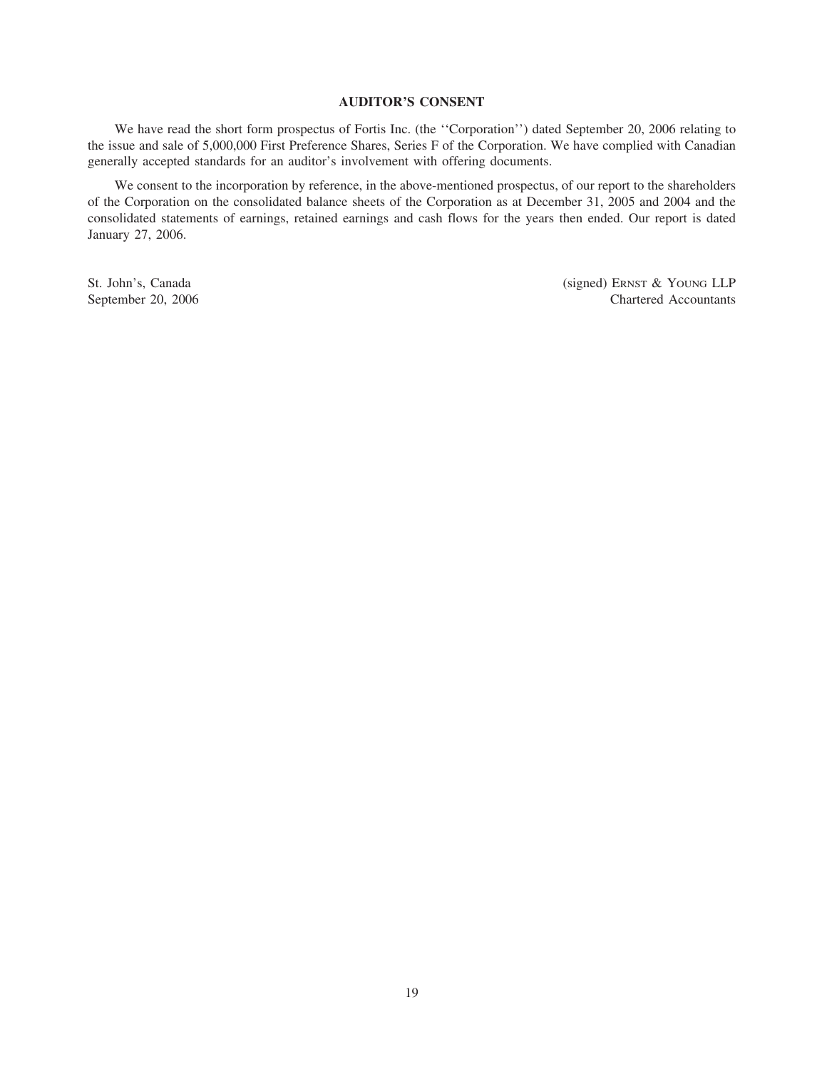## AUDITOR'S CONSENT

We have read the short form prospectus of Fortis Inc. (the ''Corporation'') dated September 20, 2006 relating to the issue and sale of 5,000,000 First Preference Shares, Series F of the Corporation. We have complied with Canadian generally accepted standards for an auditor's involvement with offering documents.

We consent to the incorporation by reference, in the above-mentioned prospectus, of our report to the shareholders of the Corporation on the consolidated balance sheets of the Corporation as at December 31, 2005 and 2004 and the consolidated statements of earnings, retained earnings and cash flows for the years then ended. Our report is dated January 27, 2006.

St. John's, Canada
September 20, 2006

(signed) ERNST & YOUNG LLP
Chartered Accountants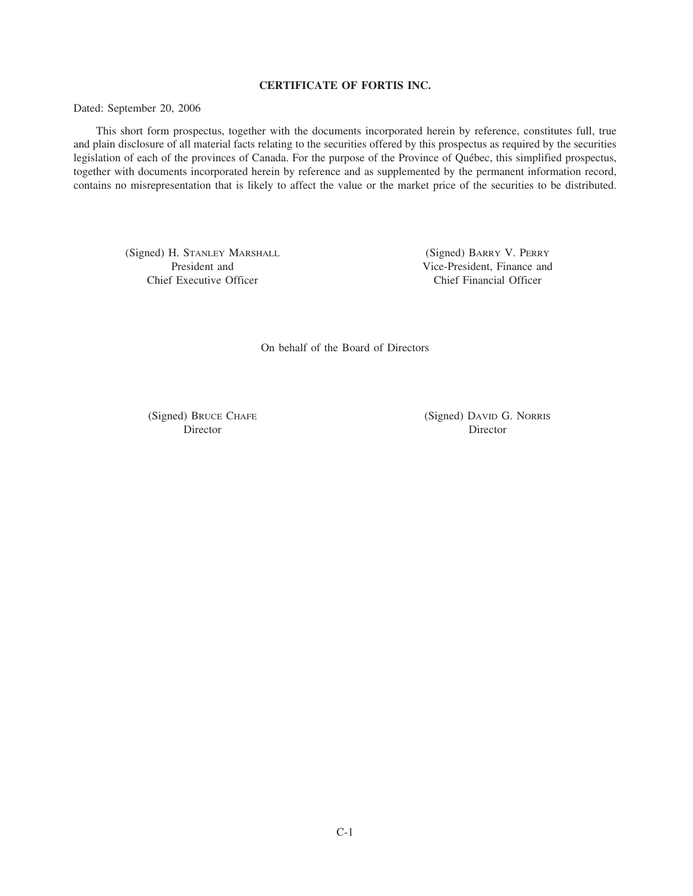## CERTIFICATE OF FORTIS INC.

Dated: September 20, 2006

This short form prospectus, together with the documents incorporated herein by reference, constitutes full, true and plain disclosure of all material facts relating to the securities offered by this prospectus as required by the securities legislation of each of the provinces of Canada. For the purpose of the Province of Québec, this simplified prospectus, together with documents incorporated herein by reference and as supplemented by the permanent information record, contains no misrepresentation that is likely to affect the value or the market price of the securities to be distributed.

(Signed) H. STANLEY MARSHALL
President and
Chief Executive Officer

(Signed) BARRY V. PERRY
Vice-President, Finance and
Chief Financial Officer

On behalf of the Board of Directors

(Signed) BRUCE CHAFE
Director

(Signed) DAVID G. NORRIS
Director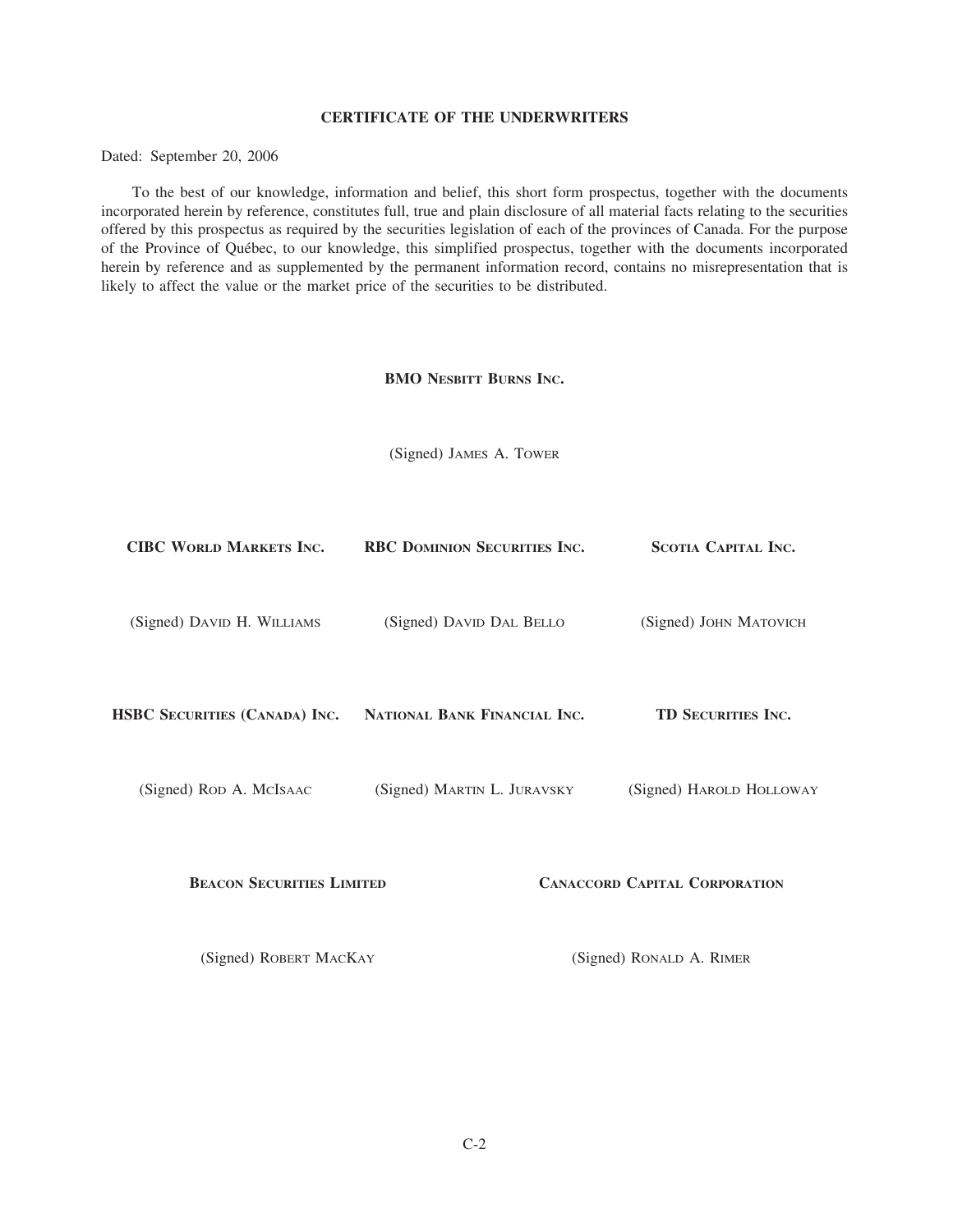## CERTIFICATE OF THE UNDERWRITERS

Dated: September 20, 2006

To the best of our knowledge, information and belief, this short form prospectus, together with the documents incorporated herein by reference, constitutes full, true and plain disclosure of all material facts relating to the securities offered by this prospectus as required by the securities legislation of each of the provinces of Canada. For the purpose of the Province of Québec, to our knowledge, this simplified prospectus, together with the documents incorporated herein by reference and as supplemented by the permanent information record, contains no misrepresentation that is likely to affect the value or the market price of the securities to be distributed.

**BMO NESBITT BURNS INC.**

(Signed) JAMES A. TOWER

**CIBC WORLD MARKETS INC.**

(Signed) DAVID H. WILLIAMS

**RBC DOMINION SECURITIES INC.**

(Signed) DAVID DAL BELLO

**SCOTIA CAPITAL INC.**

(Signed) JOHN MATOVICH

**HSBC SECURITIES (CANADA) INC.**

(Signed) ROD A. MCISAAC

**NATIONAL BANK FINANCIAL INC.**

(Signed) MARTIN L. JURAVSKY

**TD SECURITIES INC.**

(Signed) HAROLD HOLLOWAY

**BEACON SECURITIES LIMITED**

(Signed) ROBERT MACKAY

**CANACCORD CAPITAL CORPORATION**

(Signed) RONALD A. RIMER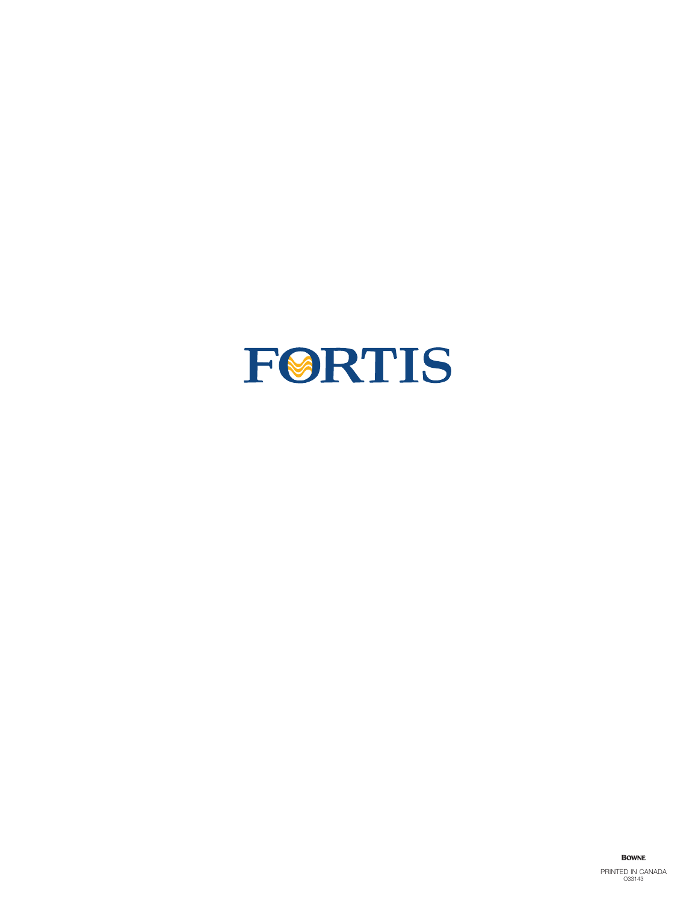FORTIS

BOWNE

PRINTED IN CANADA
O33143